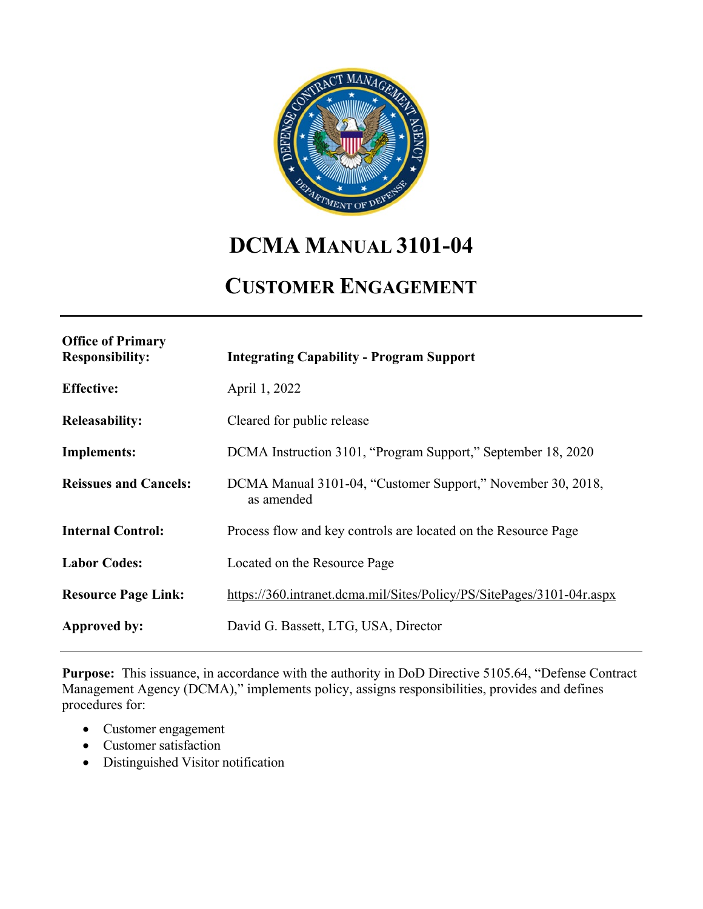# DCMA MANUAL 3101-04

# CUSTOMER ENGAGEMENT

| | |
|---|---|
| **Office of Primary Responsibility:** | **Integrating Capability - Program Support** |
| **Effective:** | April 1, 2022 |
| **Releasability:** | Cleared for public release |
| **Implements:** | DCMA Instruction 3101, "Program Support," September 18, 2020 |
| **Reissues and Cancels:** | DCMA Manual 3101-04, "Customer Support," November 30, 2018, as amended |
| **Internal Control:** | Process flow and key controls are located on the Resource Page |
| **Labor Codes:** | Located on the Resource Page |
| **Resource Page Link:** | https://360.intranet.dcma.mil/Sites/Policy/PS/SitePages/3101-04r.aspx |
| **Approved by:** | David G. Bassett, LTG, USA, Director |

**Purpose:** This issuance, in accordance with the authority in DoD Directive 5105.64, "Defense Contract Management Agency (DCMA)," implements policy, assigns responsibilities, provides and defines procedures for:

- Customer engagement
- Customer satisfaction
- Distinguished Visitor notification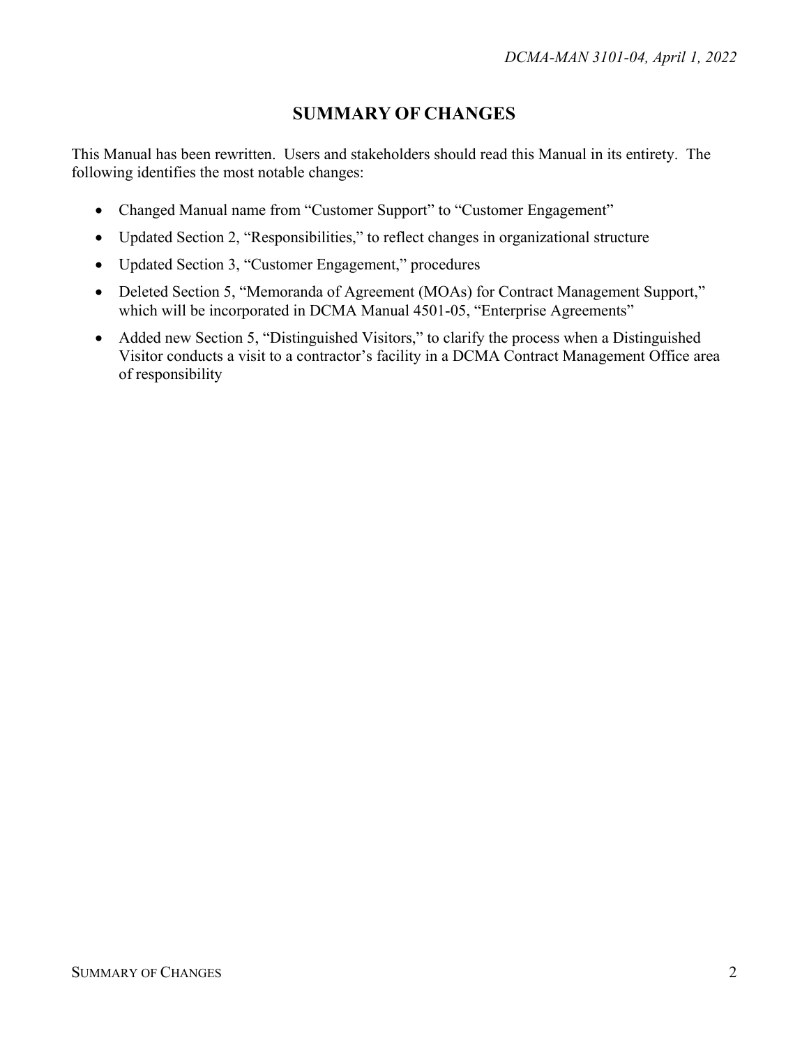# SUMMARY OF CHANGES

This Manual has been rewritten. Users and stakeholders should read this Manual in its entirety. The following identifies the most notable changes:

- Changed Manual name from "Customer Support" to "Customer Engagement"
- Updated Section 2, "Responsibilities," to reflect changes in organizational structure
- Updated Section 3, "Customer Engagement," procedures
- Deleted Section 5, "Memoranda of Agreement (MOAs) for Contract Management Support," which will be incorporated in DCMA Manual 4501-05, "Enterprise Agreements"
- Added new Section 5, "Distinguished Visitors," to clarify the process when a Distinguished Visitor conducts a visit to a contractor's facility in a DCMA Contract Management Office area of responsibility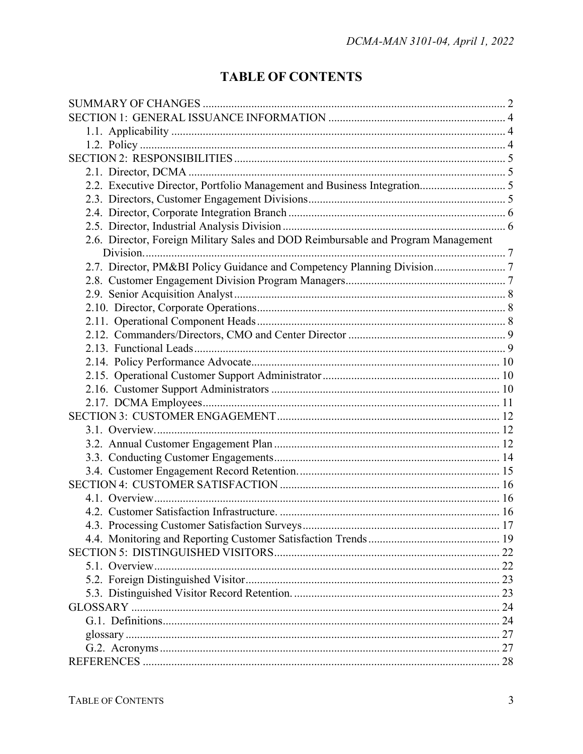# TABLE OF CONTENTS

SUMMARY OF CHANGES ..... 2
SECTION 1: GENERAL ISSUANCE INFORMATION ..... 4
- 1.1. Applicability ..... 4
- 1.2. Policy ..... 4

SECTION 2: RESPONSIBILITIES ..... 5
- 2.1. Director, DCMA ..... 5
- 2.2. Executive Director, Portfolio Management and Business Integration ..... 5
- 2.3. Directors, Customer Engagement Divisions ..... 5
- 2.4. Director, Corporate Integration Branch ..... 6
- 2.5. Director, Industrial Analysis Division ..... 6
- 2.6. Director, Foreign Military Sales and DOD Reimbursable and Program Management Division. ..... 7
- 2.7. Director, PM&BI Policy Guidance and Competency Planning Division ..... 7
- 2.8. Customer Engagement Division Program Managers ..... 7
- 2.9. Senior Acquisition Analyst ..... 8
- 2.10. Director, Corporate Operations ..... 8
- 2.11. Operational Component Heads ..... 8
- 2.12. Commanders/Directors, CMO and Center Director ..... 9
- 2.13. Functional Leads ..... 9
- 2.14. Policy Performance Advocate ..... 10
- 2.15. Operational Customer Support Administrator ..... 10
- 2.16. Customer Support Administrators ..... 10
- 2.17. DCMA Employees ..... 11

SECTION 3: CUSTOMER ENGAGEMENT ..... 12
- 3.1. Overview. ..... 12
- 3.2. Annual Customer Engagement Plan ..... 12
- 3.3. Conducting Customer Engagements ..... 14
- 3.4. Customer Engagement Record Retention. ..... 15

SECTION 4: CUSTOMER SATISFACTION ..... 16
- 4.1. Overview ..... 16
- 4.2. Customer Satisfaction Infrastructure. ..... 16
- 4.3. Processing Customer Satisfaction Surveys ..... 17
- 4.4. Monitoring and Reporting Customer Satisfaction Trends ..... 19

SECTION 5: DISTINGUISHED VISITORS ..... 22
- 5.1. Overview ..... 22
- 5.2. Foreign Distinguished Visitor ..... 23
- 5.3. Distinguished Visitor Record Retention. ..... 23

GLOSSARY ..... 24
- G.1. Definitions ..... 24
- glossary ..... 27
- G.2. Acronyms ..... 27

REFERENCES ..... 28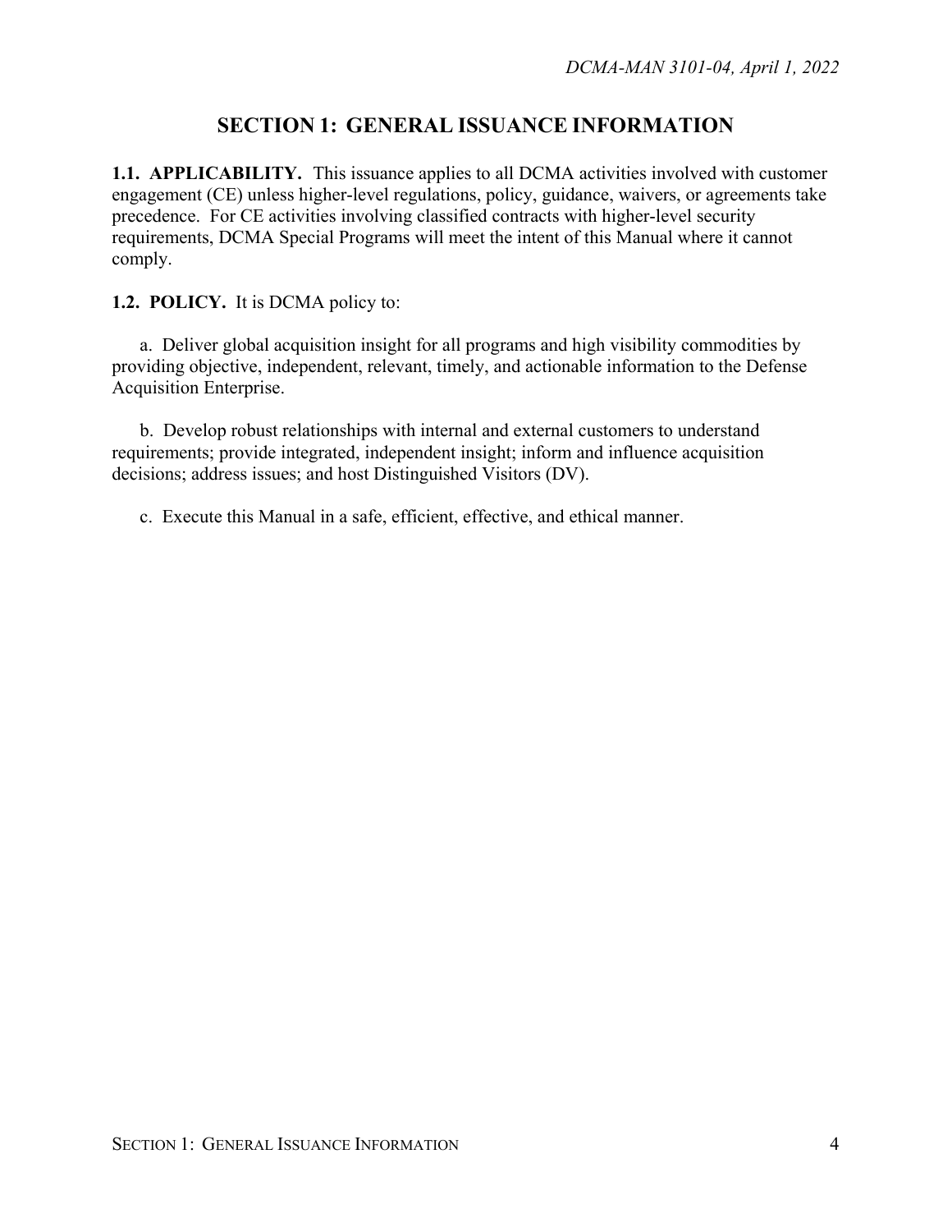## SECTION 1: GENERAL ISSUANCE INFORMATION

**1.1. APPLICABILITY.** This issuance applies to all DCMA activities involved with customer engagement (CE) unless higher-level regulations, policy, guidance, waivers, or agreements take precedence. For CE activities involving classified contracts with higher-level security requirements, DCMA Special Programs will meet the intent of this Manual where it cannot comply.

**1.2. POLICY.** It is DCMA policy to:

a. Deliver global acquisition insight for all programs and high visibility commodities by providing objective, independent, relevant, timely, and actionable information to the Defense Acquisition Enterprise.

b. Develop robust relationships with internal and external customers to understand requirements; provide integrated, independent insight; inform and influence acquisition decisions; address issues; and host Distinguished Visitors (DV).

c. Execute this Manual in a safe, efficient, effective, and ethical manner.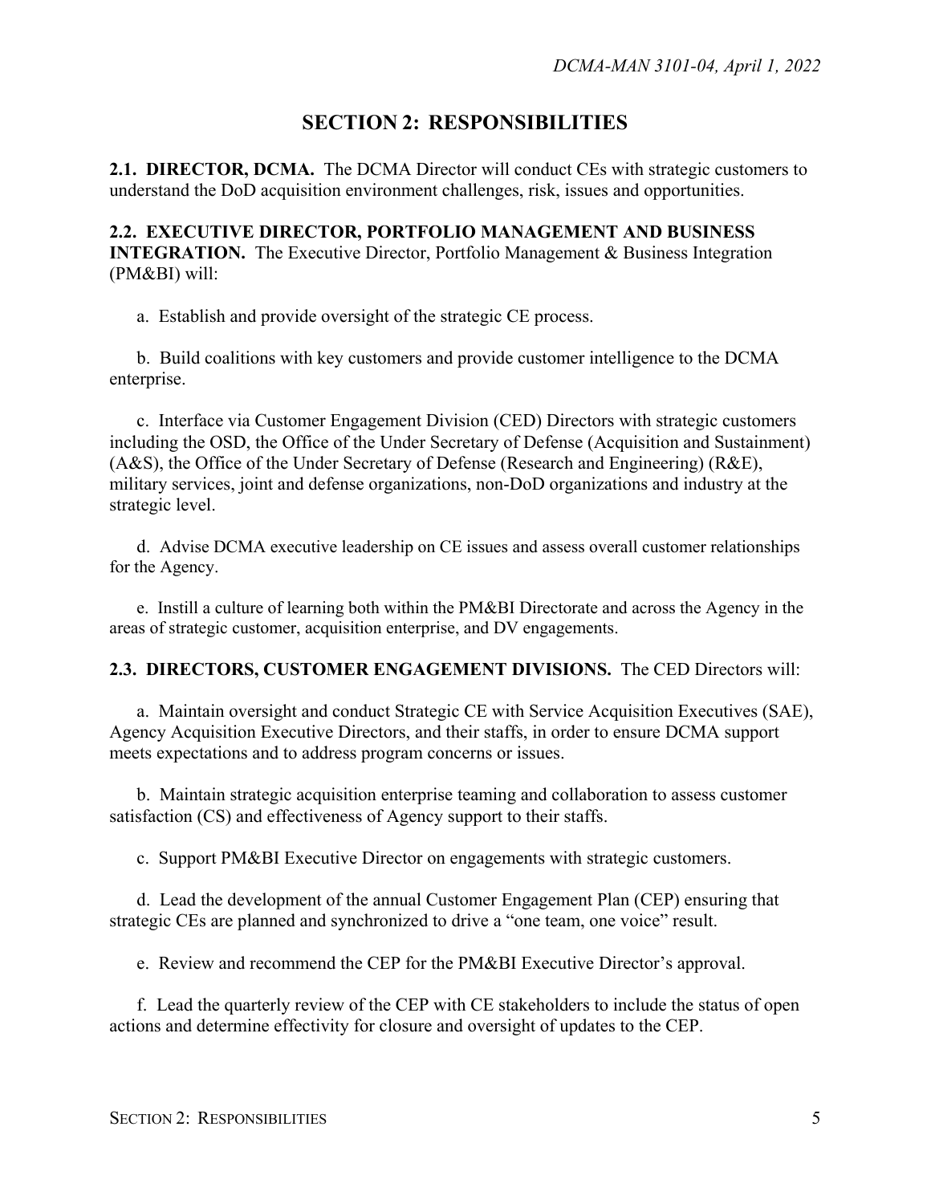## SECTION 2: RESPONSIBILITIES

**2.1. DIRECTOR, DCMA.** The DCMA Director will conduct CEs with strategic customers to understand the DoD acquisition environment challenges, risk, issues and opportunities.

**2.2. EXECUTIVE DIRECTOR, PORTFOLIO MANAGEMENT AND BUSINESS INTEGRATION.** The Executive Director, Portfolio Management & Business Integration (PM&BI) will:

a. Establish and provide oversight of the strategic CE process.

b. Build coalitions with key customers and provide customer intelligence to the DCMA enterprise.

c. Interface via Customer Engagement Division (CED) Directors with strategic customers including the OSD, the Office of the Under Secretary of Defense (Acquisition and Sustainment) (A&S), the Office of the Under Secretary of Defense (Research and Engineering) (R&E), military services, joint and defense organizations, non-DoD organizations and industry at the strategic level.

d. Advise DCMA executive leadership on CE issues and assess overall customer relationships for the Agency.

e. Instill a culture of learning both within the PM&BI Directorate and across the Agency in the areas of strategic customer, acquisition enterprise, and DV engagements.

**2.3. DIRECTORS, CUSTOMER ENGAGEMENT DIVISIONS.** The CED Directors will:

a. Maintain oversight and conduct Strategic CE with Service Acquisition Executives (SAE), Agency Acquisition Executive Directors, and their staffs, in order to ensure DCMA support meets expectations and to address program concerns or issues.

b. Maintain strategic acquisition enterprise teaming and collaboration to assess customer satisfaction (CS) and effectiveness of Agency support to their staffs.

c. Support PM&BI Executive Director on engagements with strategic customers.

d. Lead the development of the annual Customer Engagement Plan (CEP) ensuring that strategic CEs are planned and synchronized to drive a "one team, one voice" result.

e. Review and recommend the CEP for the PM&BI Executive Director's approval.

f. Lead the quarterly review of the CEP with CE stakeholders to include the status of open actions and determine effectivity for closure and oversight of updates to the CEP.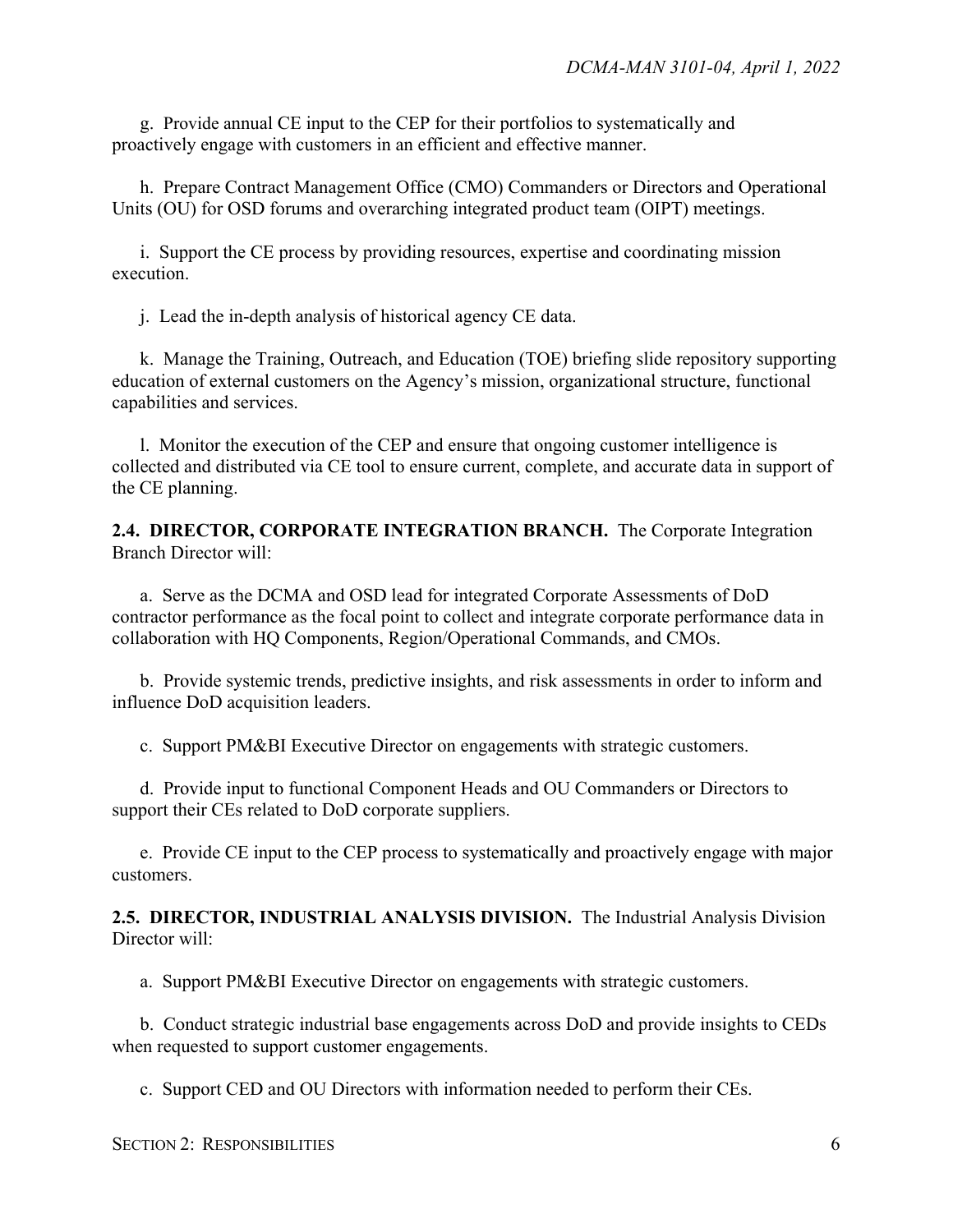g. Provide annual CE input to the CEP for their portfolios to systematically and proactively engage with customers in an efficient and effective manner.

h. Prepare Contract Management Office (CMO) Commanders or Directors and Operational Units (OU) for OSD forums and overarching integrated product team (OIPT) meetings.

i. Support the CE process by providing resources, expertise and coordinating mission execution.

j. Lead the in-depth analysis of historical agency CE data.

k. Manage the Training, Outreach, and Education (TOE) briefing slide repository supporting education of external customers on the Agency's mission, organizational structure, functional capabilities and services.

l. Monitor the execution of the CEP and ensure that ongoing customer intelligence is collected and distributed via CE tool to ensure current, complete, and accurate data in support of the CE planning.

**2.4. DIRECTOR, CORPORATE INTEGRATION BRANCH.** The Corporate Integration Branch Director will:

a. Serve as the DCMA and OSD lead for integrated Corporate Assessments of DoD contractor performance as the focal point to collect and integrate corporate performance data in collaboration with HQ Components, Region/Operational Commands, and CMOs.

b. Provide systemic trends, predictive insights, and risk assessments in order to inform and influence DoD acquisition leaders.

c. Support PM&BI Executive Director on engagements with strategic customers.

d. Provide input to functional Component Heads and OU Commanders or Directors to support their CEs related to DoD corporate suppliers.

e. Provide CE input to the CEP process to systematically and proactively engage with major customers.

**2.5. DIRECTOR, INDUSTRIAL ANALYSIS DIVISION.** The Industrial Analysis Division Director will:

a. Support PM&BI Executive Director on engagements with strategic customers.

b. Conduct strategic industrial base engagements across DoD and provide insights to CEDs when requested to support customer engagements.

c. Support CED and OU Directors with information needed to perform their CEs.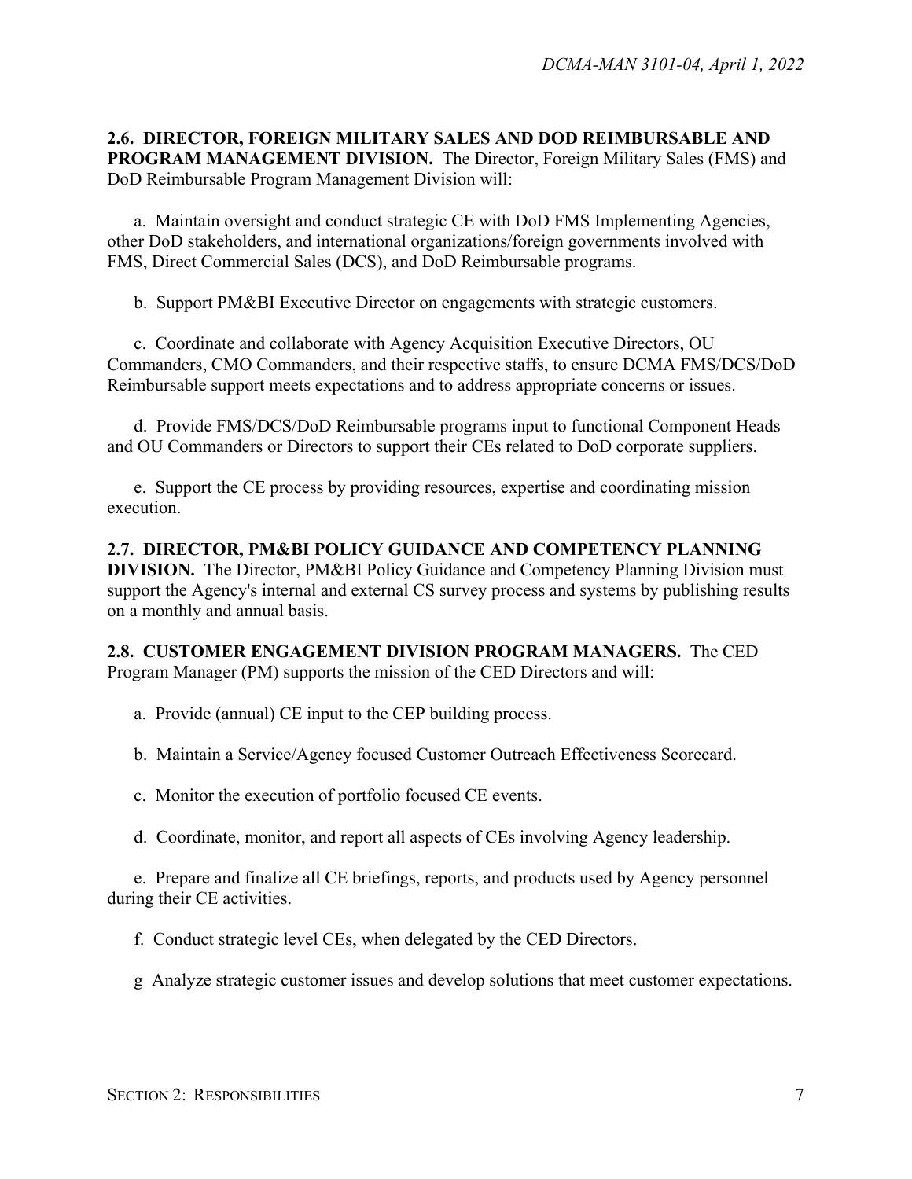**2.6. DIRECTOR, FOREIGN MILITARY SALES AND DOD REIMBURSABLE AND PROGRAM MANAGEMENT DIVISION.** The Director, Foreign Military Sales (FMS) and DoD Reimbursable Program Management Division will:

a. Maintain oversight and conduct strategic CE with DoD FMS Implementing Agencies, other DoD stakeholders, and international organizations/foreign governments involved with FMS, Direct Commercial Sales (DCS), and DoD Reimbursable programs.

b. Support PM&BI Executive Director on engagements with strategic customers.

c. Coordinate and collaborate with Agency Acquisition Executive Directors, OU Commanders, CMO Commanders, and their respective staffs, to ensure DCMA FMS/DCS/DoD Reimbursable support meets expectations and to address appropriate concerns or issues.

d. Provide FMS/DCS/DoD Reimbursable programs input to functional Component Heads and OU Commanders or Directors to support their CEs related to DoD corporate suppliers.

e. Support the CE process by providing resources, expertise and coordinating mission execution.

**2.7. DIRECTOR, PM&BI POLICY GUIDANCE AND COMPETENCY PLANNING DIVISION.** The Director, PM&BI Policy Guidance and Competency Planning Division must support the Agency's internal and external CS survey process and systems by publishing results on a monthly and annual basis.

**2.8. CUSTOMER ENGAGEMENT DIVISION PROGRAM MANAGERS.** The CED Program Manager (PM) supports the mission of the CED Directors and will:

a. Provide (annual) CE input to the CEP building process.

b. Maintain a Service/Agency focused Customer Outreach Effectiveness Scorecard.

c. Monitor the execution of portfolio focused CE events.

d. Coordinate, monitor, and report all aspects of CEs involving Agency leadership.

e. Prepare and finalize all CE briefings, reports, and products used by Agency personnel during their CE activities.

f. Conduct strategic level CEs, when delegated by the CED Directors.

g Analyze strategic customer issues and develop solutions that meet customer expectations.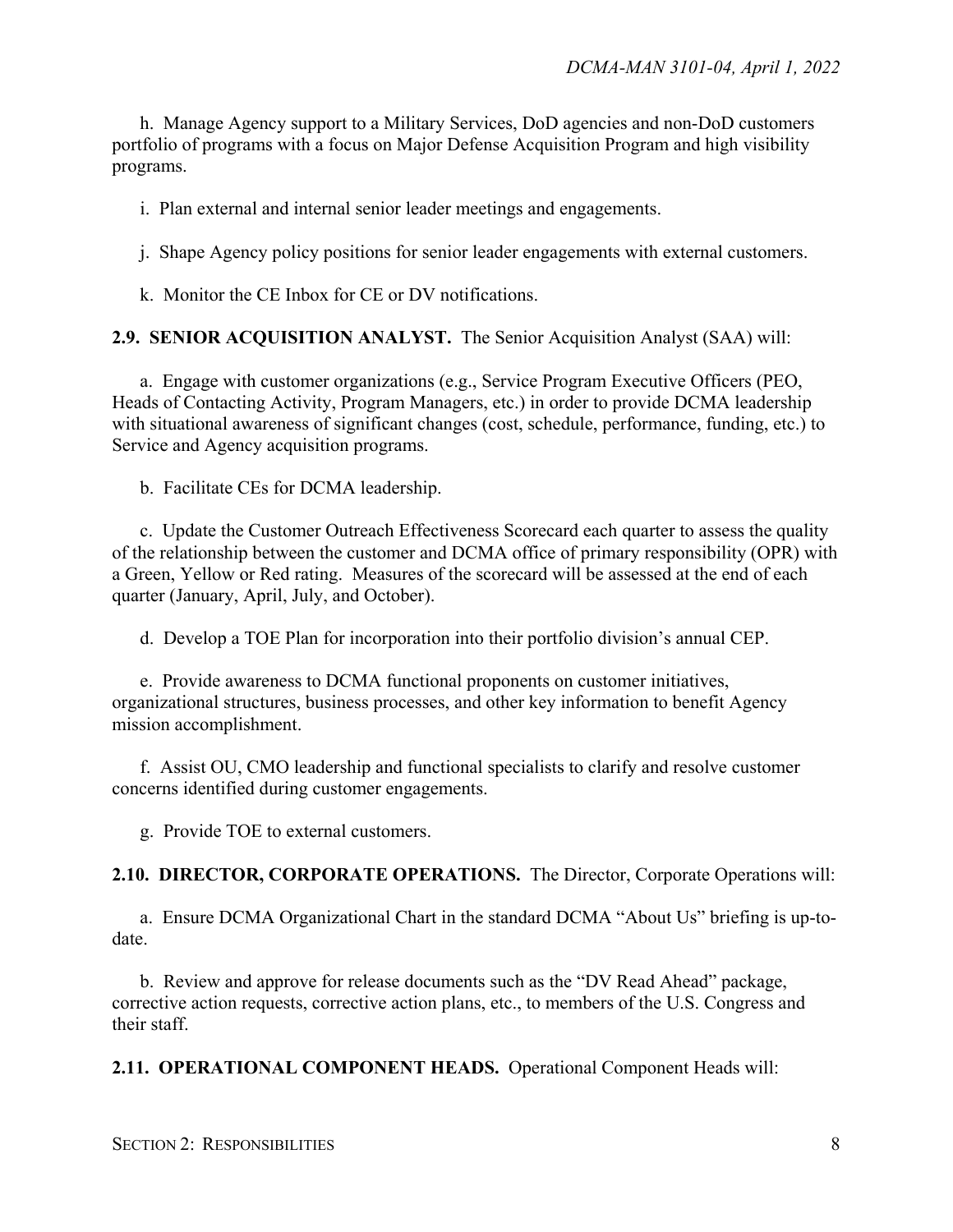h. Manage Agency support to a Military Services, DoD agencies and non-DoD customers portfolio of programs with a focus on Major Defense Acquisition Program and high visibility programs.

i. Plan external and internal senior leader meetings and engagements.

j. Shape Agency policy positions for senior leader engagements with external customers.

k. Monitor the CE Inbox for CE or DV notifications.

**2.9. SENIOR ACQUISITION ANALYST.** The Senior Acquisition Analyst (SAA) will:

a. Engage with customer organizations (e.g., Service Program Executive Officers (PEO, Heads of Contacting Activity, Program Managers, etc.) in order to provide DCMA leadership with situational awareness of significant changes (cost, schedule, performance, funding, etc.) to Service and Agency acquisition programs.

b. Facilitate CEs for DCMA leadership.

c. Update the Customer Outreach Effectiveness Scorecard each quarter to assess the quality of the relationship between the customer and DCMA office of primary responsibility (OPR) with a Green, Yellow or Red rating. Measures of the scorecard will be assessed at the end of each quarter (January, April, July, and October).

d. Develop a TOE Plan for incorporation into their portfolio division's annual CEP.

e. Provide awareness to DCMA functional proponents on customer initiatives, organizational structures, business processes, and other key information to benefit Agency mission accomplishment.

f. Assist OU, CMO leadership and functional specialists to clarify and resolve customer concerns identified during customer engagements.

g. Provide TOE to external customers.

**2.10. DIRECTOR, CORPORATE OPERATIONS.** The Director, Corporate Operations will:

a. Ensure DCMA Organizational Chart in the standard DCMA "About Us" briefing is up-to-date.

b. Review and approve for release documents such as the "DV Read Ahead" package, corrective action requests, corrective action plans, etc., to members of the U.S. Congress and their staff.

**2.11. OPERATIONAL COMPONENT HEADS.** Operational Component Heads will: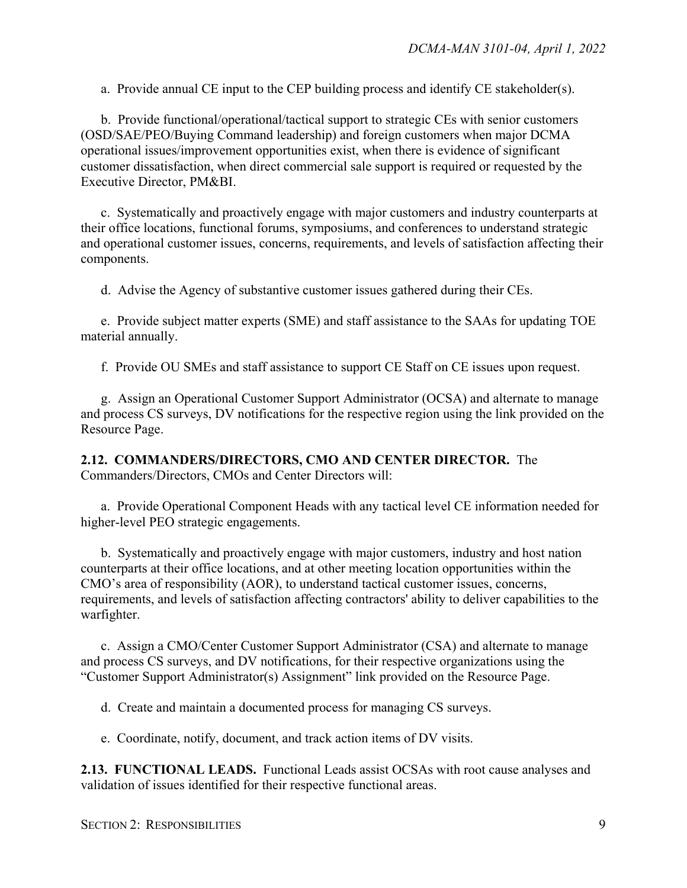a. Provide annual CE input to the CEP building process and identify CE stakeholder(s).

b. Provide functional/operational/tactical support to strategic CEs with senior customers (OSD/SAE/PEO/Buying Command leadership) and foreign customers when major DCMA operational issues/improvement opportunities exist, when there is evidence of significant customer dissatisfaction, when direct commercial sale support is required or requested by the Executive Director, PM&BI.

c. Systematically and proactively engage with major customers and industry counterparts at their office locations, functional forums, symposiums, and conferences to understand strategic and operational customer issues, concerns, requirements, and levels of satisfaction affecting their components.

d. Advise the Agency of substantive customer issues gathered during their CEs.

e. Provide subject matter experts (SME) and staff assistance to the SAAs for updating TOE material annually.

f. Provide OU SMEs and staff assistance to support CE Staff on CE issues upon request.

g. Assign an Operational Customer Support Administrator (OCSA) and alternate to manage and process CS surveys, DV notifications for the respective region using the link provided on the Resource Page.

**2.12. COMMANDERS/DIRECTORS, CMO AND CENTER DIRECTOR.** The Commanders/Directors, CMOs and Center Directors will:

a. Provide Operational Component Heads with any tactical level CE information needed for higher-level PEO strategic engagements.

b. Systematically and proactively engage with major customers, industry and host nation counterparts at their office locations, and at other meeting location opportunities within the CMO's area of responsibility (AOR), to understand tactical customer issues, concerns, requirements, and levels of satisfaction affecting contractors' ability to deliver capabilities to the warfighter.

c. Assign a CMO/Center Customer Support Administrator (CSA) and alternate to manage and process CS surveys, and DV notifications, for their respective organizations using the "Customer Support Administrator(s) Assignment" link provided on the Resource Page.

d. Create and maintain a documented process for managing CS surveys.

e. Coordinate, notify, document, and track action items of DV visits.

**2.13. FUNCTIONAL LEADS.** Functional Leads assist OCSAs with root cause analyses and validation of issues identified for their respective functional areas.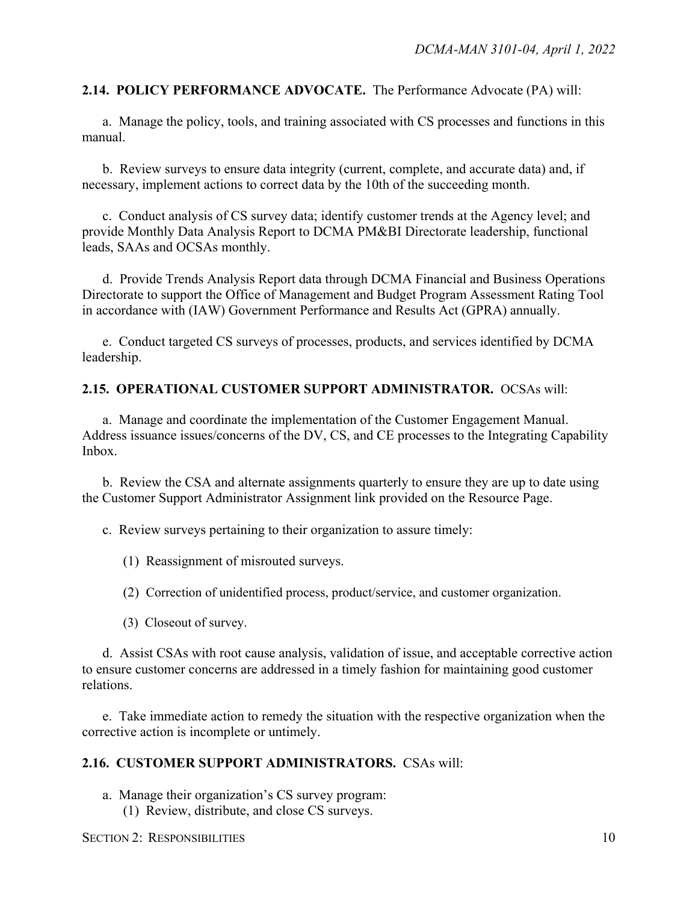**2.14. POLICY PERFORMANCE ADVOCATE.** The Performance Advocate (PA) will:

a. Manage the policy, tools, and training associated with CS processes and functions in this manual.

b. Review surveys to ensure data integrity (current, complete, and accurate data) and, if necessary, implement actions to correct data by the 10th of the succeeding month.

c. Conduct analysis of CS survey data; identify customer trends at the Agency level; and provide Monthly Data Analysis Report to DCMA PM&BI Directorate leadership, functional leads, SAAs and OCSAs monthly.

d. Provide Trends Analysis Report data through DCMA Financial and Business Operations Directorate to support the Office of Management and Budget Program Assessment Rating Tool in accordance with (IAW) Government Performance and Results Act (GPRA) annually.

e. Conduct targeted CS surveys of processes, products, and services identified by DCMA leadership.

**2.15. OPERATIONAL CUSTOMER SUPPORT ADMINISTRATOR.** OCSAs will:

a. Manage and coordinate the implementation of the Customer Engagement Manual. Address issuance issues/concerns of the DV, CS, and CE processes to the Integrating Capability Inbox.

b. Review the CSA and alternate assignments quarterly to ensure they are up to date using the Customer Support Administrator Assignment link provided on the Resource Page.

c. Review surveys pertaining to their organization to assure timely:

(1) Reassignment of misrouted surveys.

(2) Correction of unidentified process, product/service, and customer organization.

(3) Closeout of survey.

d. Assist CSAs with root cause analysis, validation of issue, and acceptable corrective action to ensure customer concerns are addressed in a timely fashion for maintaining good customer relations.

e. Take immediate action to remedy the situation with the respective organization when the corrective action is incomplete or untimely.

**2.16. CUSTOMER SUPPORT ADMINISTRATORS.** CSAs will:

a. Manage their organization's CS survey program:

(1) Review, distribute, and close CS surveys.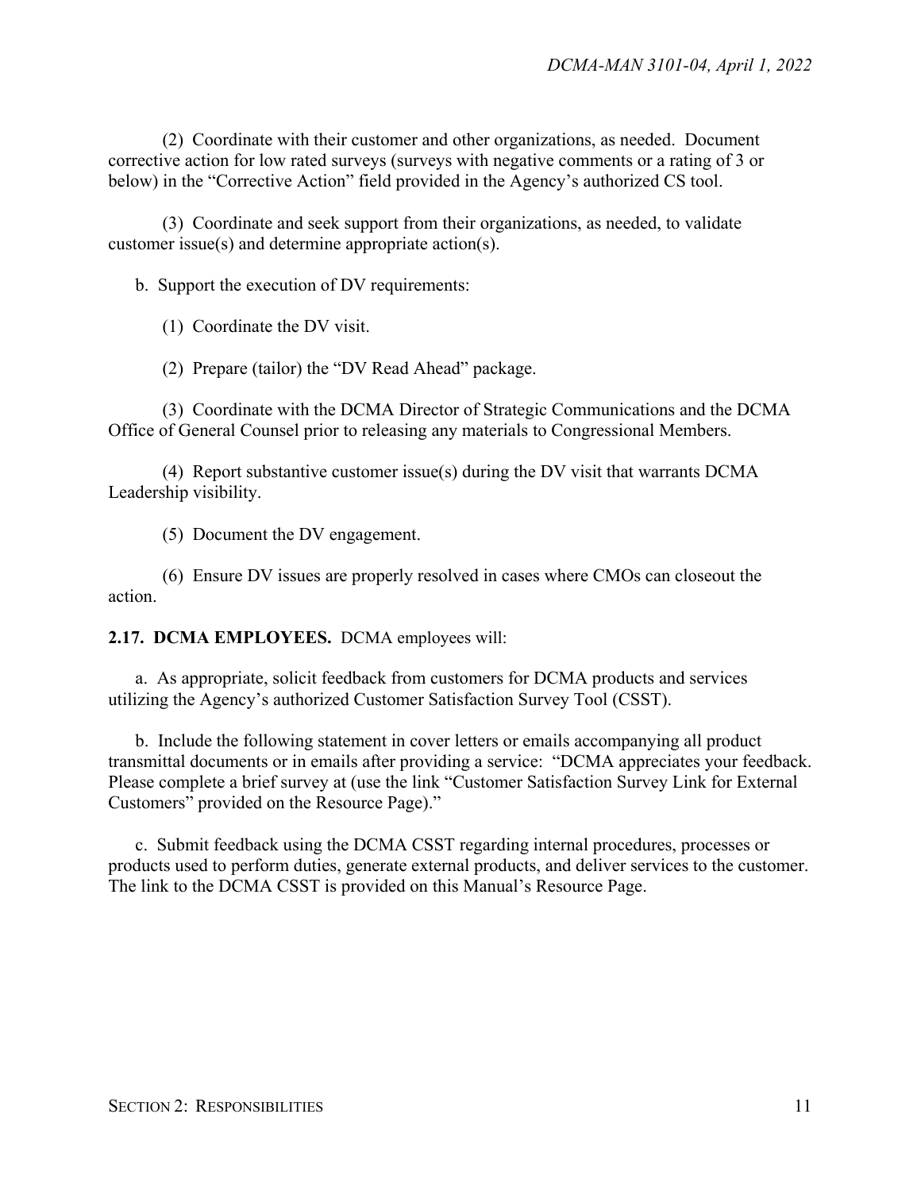(2) Coordinate with their customer and other organizations, as needed. Document corrective action for low rated surveys (surveys with negative comments or a rating of 3 or below) in the "Corrective Action" field provided in the Agency's authorized CS tool.

(3) Coordinate and seek support from their organizations, as needed, to validate customer issue(s) and determine appropriate action(s).

b. Support the execution of DV requirements:

(1) Coordinate the DV visit.

(2) Prepare (tailor) the "DV Read Ahead" package.

(3) Coordinate with the DCMA Director of Strategic Communications and the DCMA Office of General Counsel prior to releasing any materials to Congressional Members.

(4) Report substantive customer issue(s) during the DV visit that warrants DCMA Leadership visibility.

(5) Document the DV engagement.

(6) Ensure DV issues are properly resolved in cases where CMOs can closeout the action.

**2.17. DCMA EMPLOYEES.** DCMA employees will:

a. As appropriate, solicit feedback from customers for DCMA products and services utilizing the Agency's authorized Customer Satisfaction Survey Tool (CSST).

b. Include the following statement in cover letters or emails accompanying all product transmittal documents or in emails after providing a service: "DCMA appreciates your feedback. Please complete a brief survey at (use the link "Customer Satisfaction Survey Link for External Customers" provided on the Resource Page)."

c. Submit feedback using the DCMA CSST regarding internal procedures, processes or products used to perform duties, generate external products, and deliver services to the customer. The link to the DCMA CSST is provided on this Manual's Resource Page.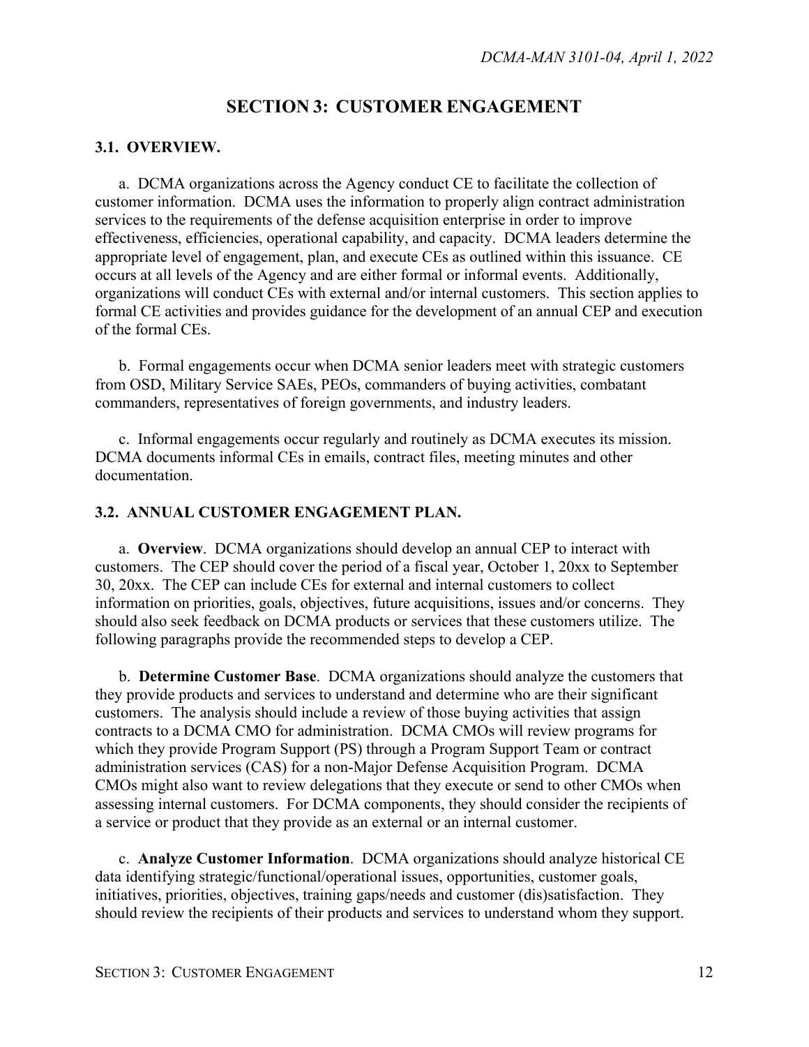## SECTION 3: CUSTOMER ENGAGEMENT

### 3.1. OVERVIEW.

a. DCMA organizations across the Agency conduct CE to facilitate the collection of customer information. DCMA uses the information to properly align contract administration services to the requirements of the defense acquisition enterprise in order to improve effectiveness, efficiencies, operational capability, and capacity. DCMA leaders determine the appropriate level of engagement, plan, and execute CEs as outlined within this issuance. CE occurs at all levels of the Agency and are either formal or informal events. Additionally, organizations will conduct CEs with external and/or internal customers. This section applies to formal CE activities and provides guidance for the development of an annual CEP and execution of the formal CEs.

b. Formal engagements occur when DCMA senior leaders meet with strategic customers from OSD, Military Service SAEs, PEOs, commanders of buying activities, combatant commanders, representatives of foreign governments, and industry leaders.

c. Informal engagements occur regularly and routinely as DCMA executes its mission. DCMA documents informal CEs in emails, contract files, meeting minutes and other documentation.

### 3.2. ANNUAL CUSTOMER ENGAGEMENT PLAN.

a. **Overview**. DCMA organizations should develop an annual CEP to interact with customers. The CEP should cover the period of a fiscal year, October 1, 20xx to September 30, 20xx. The CEP can include CEs for external and internal customers to collect information on priorities, goals, objectives, future acquisitions, issues and/or concerns. They should also seek feedback on DCMA products or services that these customers utilize. The following paragraphs provide the recommended steps to develop a CEP.

b. **Determine Customer Base**. DCMA organizations should analyze the customers that they provide products and services to understand and determine who are their significant customers. The analysis should include a review of those buying activities that assign contracts to a DCMA CMO for administration. DCMA CMOs will review programs for which they provide Program Support (PS) through a Program Support Team or contract administration services (CAS) for a non-Major Defense Acquisition Program. DCMA CMOs might also want to review delegations that they execute or send to other CMOs when assessing internal customers. For DCMA components, they should consider the recipients of a service or product that they provide as an external or an internal customer.

c. **Analyze Customer Information**. DCMA organizations should analyze historical CE data identifying strategic/functional/operational issues, opportunities, customer goals, initiatives, priorities, objectives, training gaps/needs and customer (dis)satisfaction. They should review the recipients of their products and services to understand whom they support.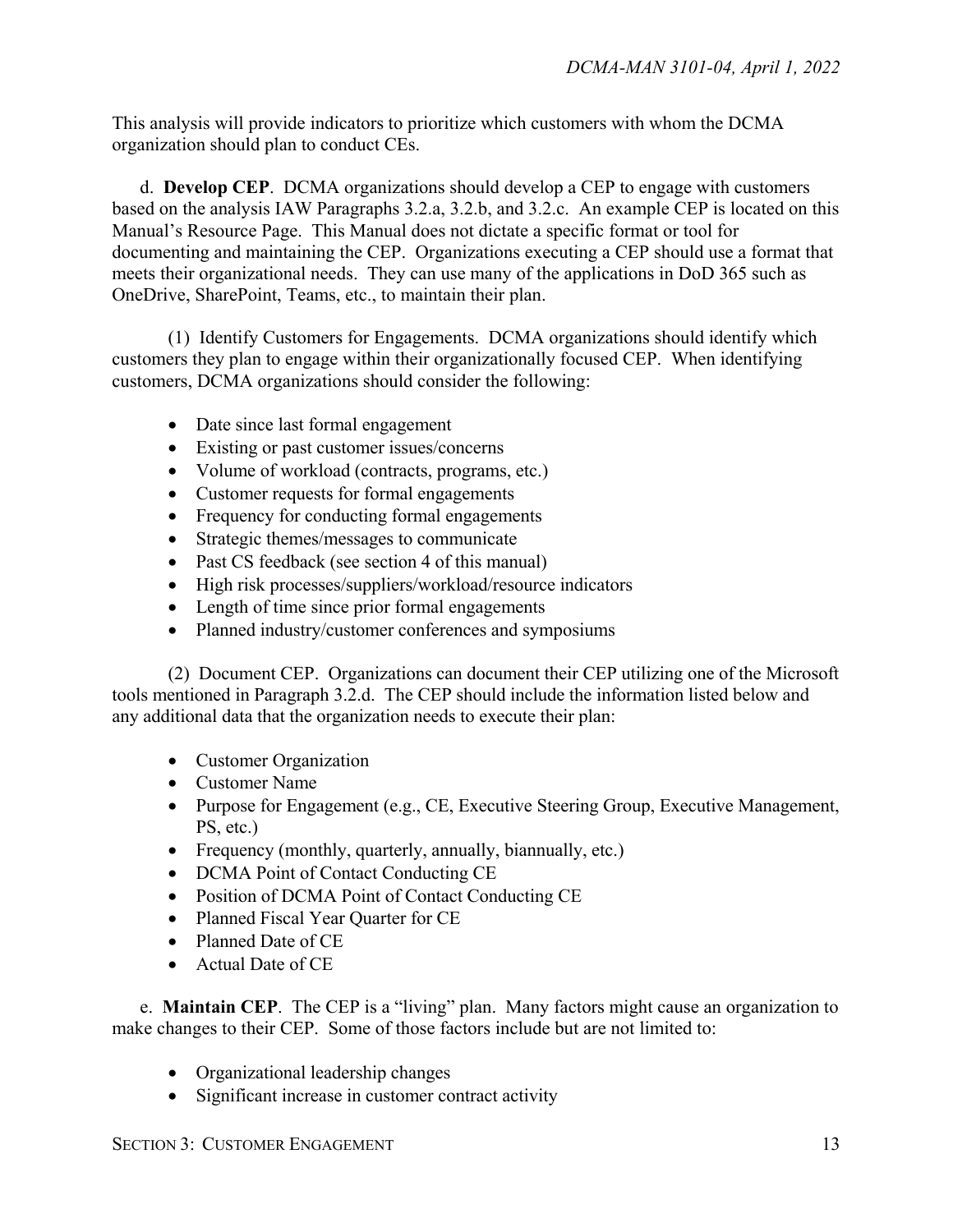This analysis will provide indicators to prioritize which customers with whom the DCMA organization should plan to conduct CEs.

d. **Develop CEP**. DCMA organizations should develop a CEP to engage with customers based on the analysis IAW Paragraphs 3.2.a, 3.2.b, and 3.2.c. An example CEP is located on this Manual's Resource Page. This Manual does not dictate a specific format or tool for documenting and maintaining the CEP. Organizations executing a CEP should use a format that meets their organizational needs. They can use many of the applications in DoD 365 such as OneDrive, SharePoint, Teams, etc., to maintain their plan.

(1) Identify Customers for Engagements. DCMA organizations should identify which customers they plan to engage within their organizationally focused CEP. When identifying customers, DCMA organizations should consider the following:

- Date since last formal engagement
- Existing or past customer issues/concerns
- Volume of workload (contracts, programs, etc.)
- Customer requests for formal engagements
- Frequency for conducting formal engagements
- Strategic themes/messages to communicate
- Past CS feedback (see section 4 of this manual)
- High risk processes/suppliers/workload/resource indicators
- Length of time since prior formal engagements
- Planned industry/customer conferences and symposiums

(2) Document CEP. Organizations can document their CEP utilizing one of the Microsoft tools mentioned in Paragraph 3.2.d. The CEP should include the information listed below and any additional data that the organization needs to execute their plan:

- Customer Organization
- Customer Name
- Purpose for Engagement (e.g., CE, Executive Steering Group, Executive Management, PS, etc.)
- Frequency (monthly, quarterly, annually, biannually, etc.)
- DCMA Point of Contact Conducting CE
- Position of DCMA Point of Contact Conducting CE
- Planned Fiscal Year Quarter for CE
- Planned Date of CE
- Actual Date of CE

e. **Maintain CEP**. The CEP is a "living" plan. Many factors might cause an organization to make changes to their CEP. Some of those factors include but are not limited to:

- Organizational leadership changes
- Significant increase in customer contract activity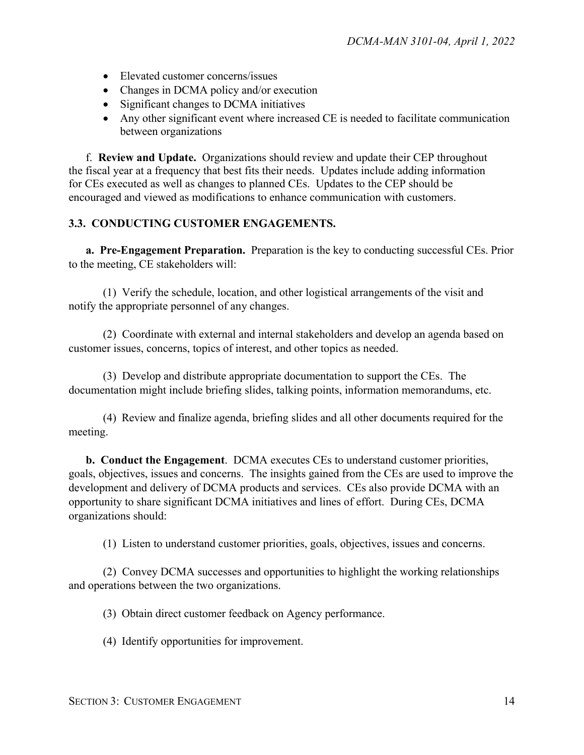- Elevated customer concerns/issues
- Changes in DCMA policy and/or execution
- Significant changes to DCMA initiatives
- Any other significant event where increased CE is needed to facilitate communication between organizations

f. **Review and Update.** Organizations should review and update their CEP throughout the fiscal year at a frequency that best fits their needs. Updates include adding information for CEs executed as well as changes to planned CEs. Updates to the CEP should be encouraged and viewed as modifications to enhance communication with customers.

### 3.3. CONDUCTING CUSTOMER ENGAGEMENTS.

**a. Pre-Engagement Preparation.** Preparation is the key to conducting successful CEs. Prior to the meeting, CE stakeholders will:

(1) Verify the schedule, location, and other logistical arrangements of the visit and notify the appropriate personnel of any changes.

(2) Coordinate with external and internal stakeholders and develop an agenda based on customer issues, concerns, topics of interest, and other topics as needed.

(3) Develop and distribute appropriate documentation to support the CEs. The documentation might include briefing slides, talking points, information memorandums, etc.

(4) Review and finalize agenda, briefing slides and all other documents required for the meeting.

**b. Conduct the Engagement**. DCMA executes CEs to understand customer priorities, goals, objectives, issues and concerns. The insights gained from the CEs are used to improve the development and delivery of DCMA products and services. CEs also provide DCMA with an opportunity to share significant DCMA initiatives and lines of effort. During CEs, DCMA organizations should:

(1) Listen to understand customer priorities, goals, objectives, issues and concerns.

(2) Convey DCMA successes and opportunities to highlight the working relationships and operations between the two organizations.

(3) Obtain direct customer feedback on Agency performance.

(4) Identify opportunities for improvement.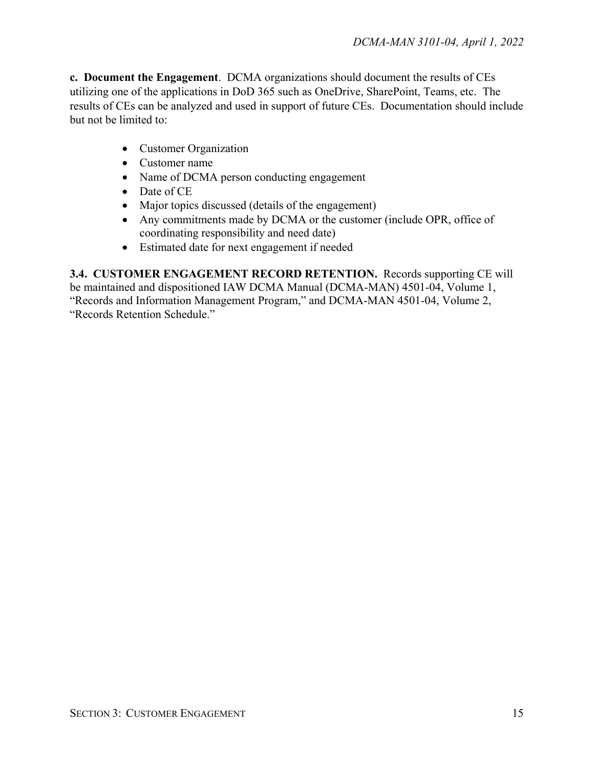**c. Document the Engagement**. DCMA organizations should document the results of CEs utilizing one of the applications in DoD 365 such as OneDrive, SharePoint, Teams, etc. The results of CEs can be analyzed and used in support of future CEs. Documentation should include but not be limited to:

- Customer Organization
- Customer name
- Name of DCMA person conducting engagement
- Date of CE
- Major topics discussed (details of the engagement)
- Any commitments made by DCMA or the customer (include OPR, office of coordinating responsibility and need date)
- Estimated date for next engagement if needed

**3.4. CUSTOMER ENGAGEMENT RECORD RETENTION.** Records supporting CE will be maintained and dispositioned IAW DCMA Manual (DCMA-MAN) 4501-04, Volume 1, "Records and Information Management Program," and DCMA-MAN 4501-04, Volume 2, "Records Retention Schedule."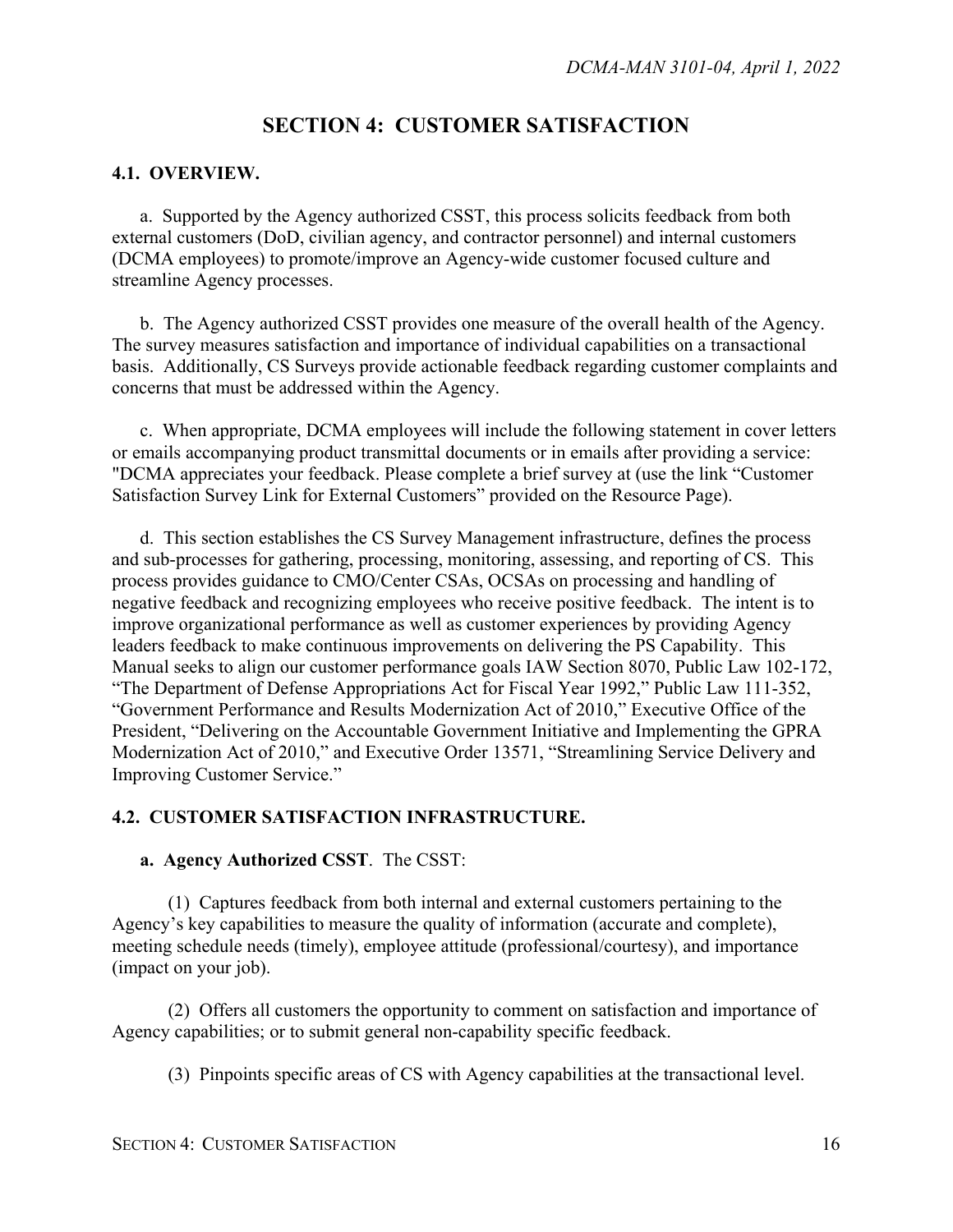# SECTION 4: CUSTOMER SATISFACTION

## 4.1. OVERVIEW.

a. Supported by the Agency authorized CSST, this process solicits feedback from both external customers (DoD, civilian agency, and contractor personnel) and internal customers (DCMA employees) to promote/improve an Agency-wide customer focused culture and streamline Agency processes.

b. The Agency authorized CSST provides one measure of the overall health of the Agency. The survey measures satisfaction and importance of individual capabilities on a transactional basis. Additionally, CS Surveys provide actionable feedback regarding customer complaints and concerns that must be addressed within the Agency.

c. When appropriate, DCMA employees will include the following statement in cover letters or emails accompanying product transmittal documents or in emails after providing a service: "DCMA appreciates your feedback. Please complete a brief survey at (use the link "Customer Satisfaction Survey Link for External Customers" provided on the Resource Page).

d. This section establishes the CS Survey Management infrastructure, defines the process and sub-processes for gathering, processing, monitoring, assessing, and reporting of CS. This process provides guidance to CMO/Center CSAs, OCSAs on processing and handling of negative feedback and recognizing employees who receive positive feedback. The intent is to improve organizational performance as well as customer experiences by providing Agency leaders feedback to make continuous improvements on delivering the PS Capability. This Manual seeks to align our customer performance goals IAW Section 8070, Public Law 102-172, "The Department of Defense Appropriations Act for Fiscal Year 1992," Public Law 111-352, "Government Performance and Results Modernization Act of 2010," Executive Office of the President, "Delivering on the Accountable Government Initiative and Implementing the GPRA Modernization Act of 2010," and Executive Order 13571, "Streamlining Service Delivery and Improving Customer Service."

## 4.2. CUSTOMER SATISFACTION INFRASTRUCTURE.

**a. Agency Authorized CSST**. The CSST:

(1) Captures feedback from both internal and external customers pertaining to the Agency's key capabilities to measure the quality of information (accurate and complete), meeting schedule needs (timely), employee attitude (professional/courtesy), and importance (impact on your job).

(2) Offers all customers the opportunity to comment on satisfaction and importance of Agency capabilities; or to submit general non-capability specific feedback.

(3) Pinpoints specific areas of CS with Agency capabilities at the transactional level.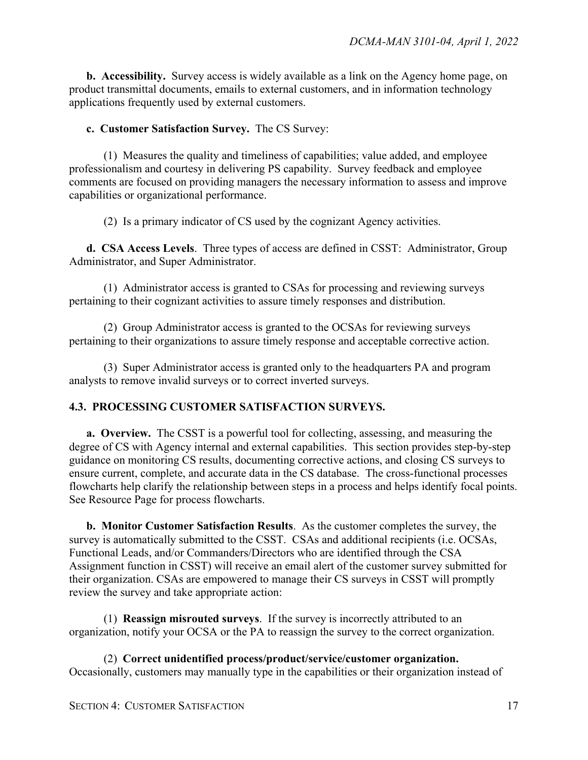**b. Accessibility.** Survey access is widely available as a link on the Agency home page, on product transmittal documents, emails to external customers, and in information technology applications frequently used by external customers.

**c. Customer Satisfaction Survey.** The CS Survey:

(1) Measures the quality and timeliness of capabilities; value added, and employee professionalism and courtesy in delivering PS capability. Survey feedback and employee comments are focused on providing managers the necessary information to assess and improve capabilities or organizational performance.

(2) Is a primary indicator of CS used by the cognizant Agency activities.

**d. CSA Access Levels**. Three types of access are defined in CSST: Administrator, Group Administrator, and Super Administrator.

(1) Administrator access is granted to CSAs for processing and reviewing surveys pertaining to their cognizant activities to assure timely responses and distribution.

(2) Group Administrator access is granted to the OCSAs for reviewing surveys pertaining to their organizations to assure timely response and acceptable corrective action.

(3) Super Administrator access is granted only to the headquarters PA and program analysts to remove invalid surveys or to correct inverted surveys.

## 4.3. PROCESSING CUSTOMER SATISFACTION SURVEYS.

**a. Overview.** The CSST is a powerful tool for collecting, assessing, and measuring the degree of CS with Agency internal and external capabilities. This section provides step-by-step guidance on monitoring CS results, documenting corrective actions, and closing CS surveys to ensure current, complete, and accurate data in the CS database. The cross-functional processes flowcharts help clarify the relationship between steps in a process and helps identify focal points. See Resource Page for process flowcharts.

**b. Monitor Customer Satisfaction Results**. As the customer completes the survey, the survey is automatically submitted to the CSST. CSAs and additional recipients (i.e. OCSAs, Functional Leads, and/or Commanders/Directors who are identified through the CSA Assignment function in CSST) will receive an email alert of the customer survey submitted for their organization. CSAs are empowered to manage their CS surveys in CSST will promptly review the survey and take appropriate action:

(1) **Reassign misrouted surveys**. If the survey is incorrectly attributed to an organization, notify your OCSA or the PA to reassign the survey to the correct organization.

(2) **Correct unidentified process/product/service/customer organization.** Occasionally, customers may manually type in the capabilities or their organization instead of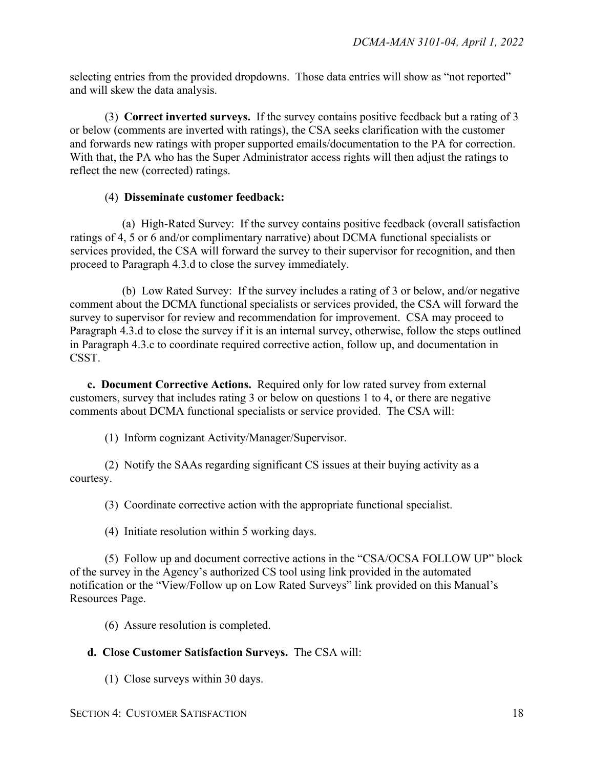selecting entries from the provided dropdowns. Those data entries will show as "not reported" and will skew the data analysis.

(3) **Correct inverted surveys.** If the survey contains positive feedback but a rating of 3 or below (comments are inverted with ratings), the CSA seeks clarification with the customer and forwards new ratings with proper supported emails/documentation to the PA for correction. With that, the PA who has the Super Administrator access rights will then adjust the ratings to reflect the new (corrected) ratings.

(4) **Disseminate customer feedback:**

(a) High-Rated Survey: If the survey contains positive feedback (overall satisfaction ratings of 4, 5 or 6 and/or complimentary narrative) about DCMA functional specialists or services provided, the CSA will forward the survey to their supervisor for recognition, and then proceed to Paragraph 4.3.d to close the survey immediately.

(b) Low Rated Survey: If the survey includes a rating of 3 or below, and/or negative comment about the DCMA functional specialists or services provided, the CSA will forward the survey to supervisor for review and recommendation for improvement. CSA may proceed to Paragraph 4.3.d to close the survey if it is an internal survey, otherwise, follow the steps outlined in Paragraph 4.3.c to coordinate required corrective action, follow up, and documentation in CSST.

**c. Document Corrective Actions.** Required only for low rated survey from external customers, survey that includes rating 3 or below on questions 1 to 4, or there are negative comments about DCMA functional specialists or service provided. The CSA will:

(1) Inform cognizant Activity/Manager/Supervisor.

(2) Notify the SAAs regarding significant CS issues at their buying activity as a courtesy.

(3) Coordinate corrective action with the appropriate functional specialist.

(4) Initiate resolution within 5 working days.

(5) Follow up and document corrective actions in the "CSA/OCSA FOLLOW UP" block of the survey in the Agency's authorized CS tool using link provided in the automated notification or the "View/Follow up on Low Rated Surveys" link provided on this Manual's Resources Page.

(6) Assure resolution is completed.

**d. Close Customer Satisfaction Surveys.** The CSA will:

(1) Close surveys within 30 days.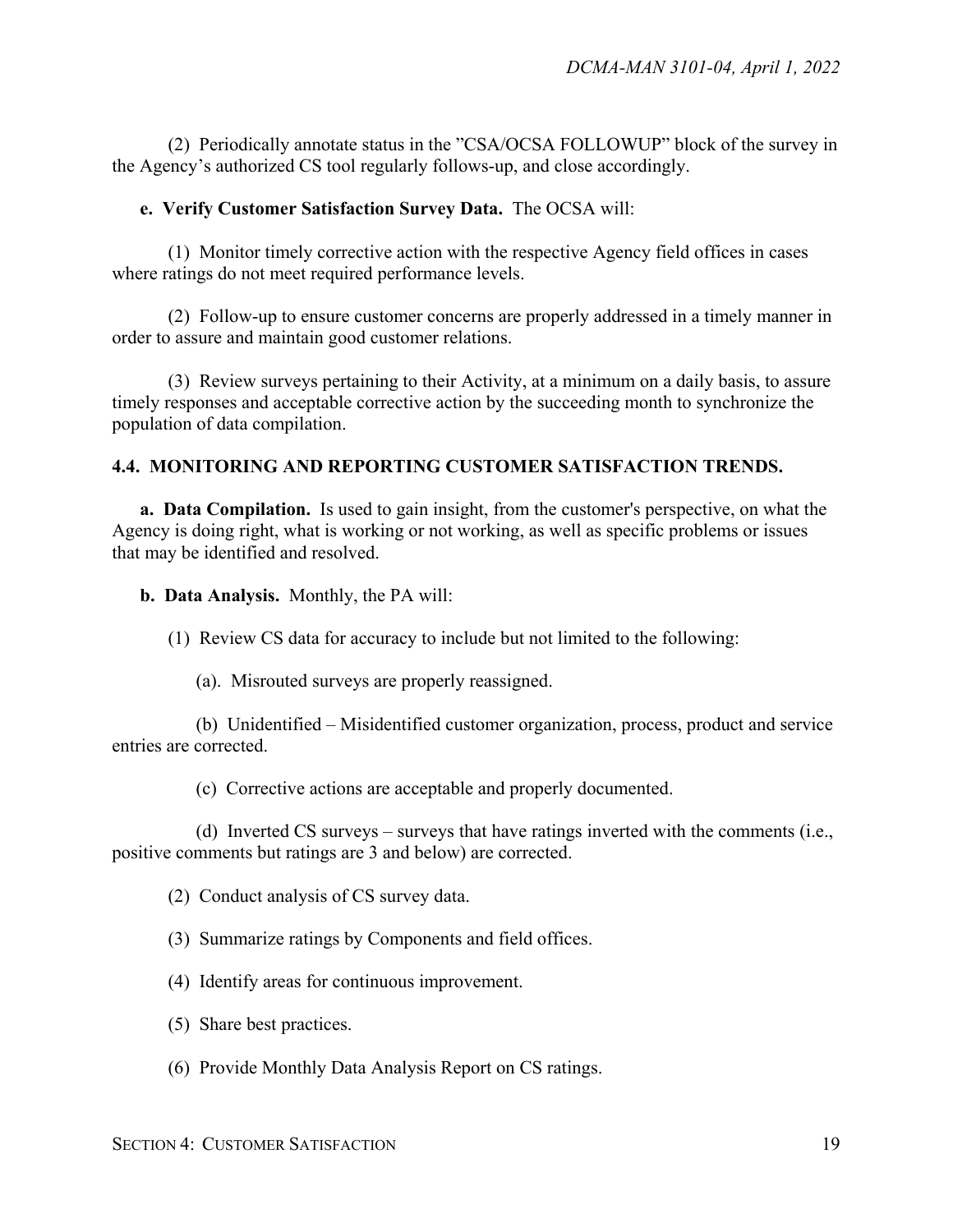(2) Periodically annotate status in the "CSA/OCSA FOLLOWUP" block of the survey in the Agency's authorized CS tool regularly follows-up, and close accordingly.

**e. Verify Customer Satisfaction Survey Data.** The OCSA will:

(1) Monitor timely corrective action with the respective Agency field offices in cases where ratings do not meet required performance levels.

(2) Follow-up to ensure customer concerns are properly addressed in a timely manner in order to assure and maintain good customer relations.

(3) Review surveys pertaining to their Activity, at a minimum on a daily basis, to assure timely responses and acceptable corrective action by the succeeding month to synchronize the population of data compilation.

## 4.4. MONITORING AND REPORTING CUSTOMER SATISFACTION TRENDS.

**a. Data Compilation.** Is used to gain insight, from the customer's perspective, on what the Agency is doing right, what is working or not working, as well as specific problems or issues that may be identified and resolved.

**b. Data Analysis.** Monthly, the PA will:

(1) Review CS data for accuracy to include but not limited to the following:

(a). Misrouted surveys are properly reassigned.

(b) Unidentified – Misidentified customer organization, process, product and service entries are corrected.

(c) Corrective actions are acceptable and properly documented.

(d) Inverted CS surveys – surveys that have ratings inverted with the comments (i.e., positive comments but ratings are 3 and below) are corrected.

(2) Conduct analysis of CS survey data.

(3) Summarize ratings by Components and field offices.

(4) Identify areas for continuous improvement.

(5) Share best practices.

(6) Provide Monthly Data Analysis Report on CS ratings.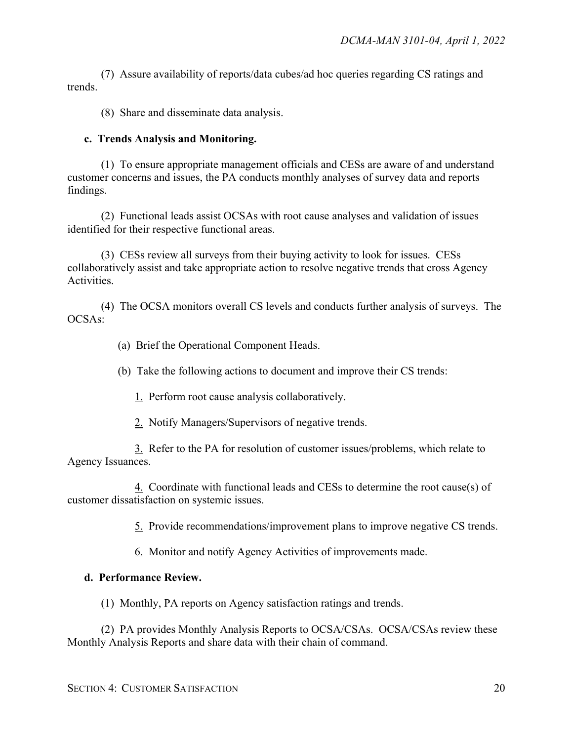(7) Assure availability of reports/data cubes/ad hoc queries regarding CS ratings and trends.

(8) Share and disseminate data analysis.

**c. Trends Analysis and Monitoring.**

(1) To ensure appropriate management officials and CESs are aware of and understand customer concerns and issues, the PA conducts monthly analyses of survey data and reports findings.

(2) Functional leads assist OCSAs with root cause analyses and validation of issues identified for their respective functional areas.

(3) CESs review all surveys from their buying activity to look for issues. CESs collaboratively assist and take appropriate action to resolve negative trends that cross Agency Activities.

(4) The OCSA monitors overall CS levels and conducts further analysis of surveys. The OCSAs:

(a) Brief the Operational Component Heads.

(b) Take the following actions to document and improve their CS trends:

1. Perform root cause analysis collaboratively.

2. Notify Managers/Supervisors of negative trends.

3. Refer to the PA for resolution of customer issues/problems, which relate to Agency Issuances.

4. Coordinate with functional leads and CESs to determine the root cause(s) of customer dissatisfaction on systemic issues.

5. Provide recommendations/improvement plans to improve negative CS trends.

6. Monitor and notify Agency Activities of improvements made.

**d. Performance Review.**

(1) Monthly, PA reports on Agency satisfaction ratings and trends.

(2) PA provides Monthly Analysis Reports to OCSA/CSAs. OCSA/CSAs review these Monthly Analysis Reports and share data with their chain of command.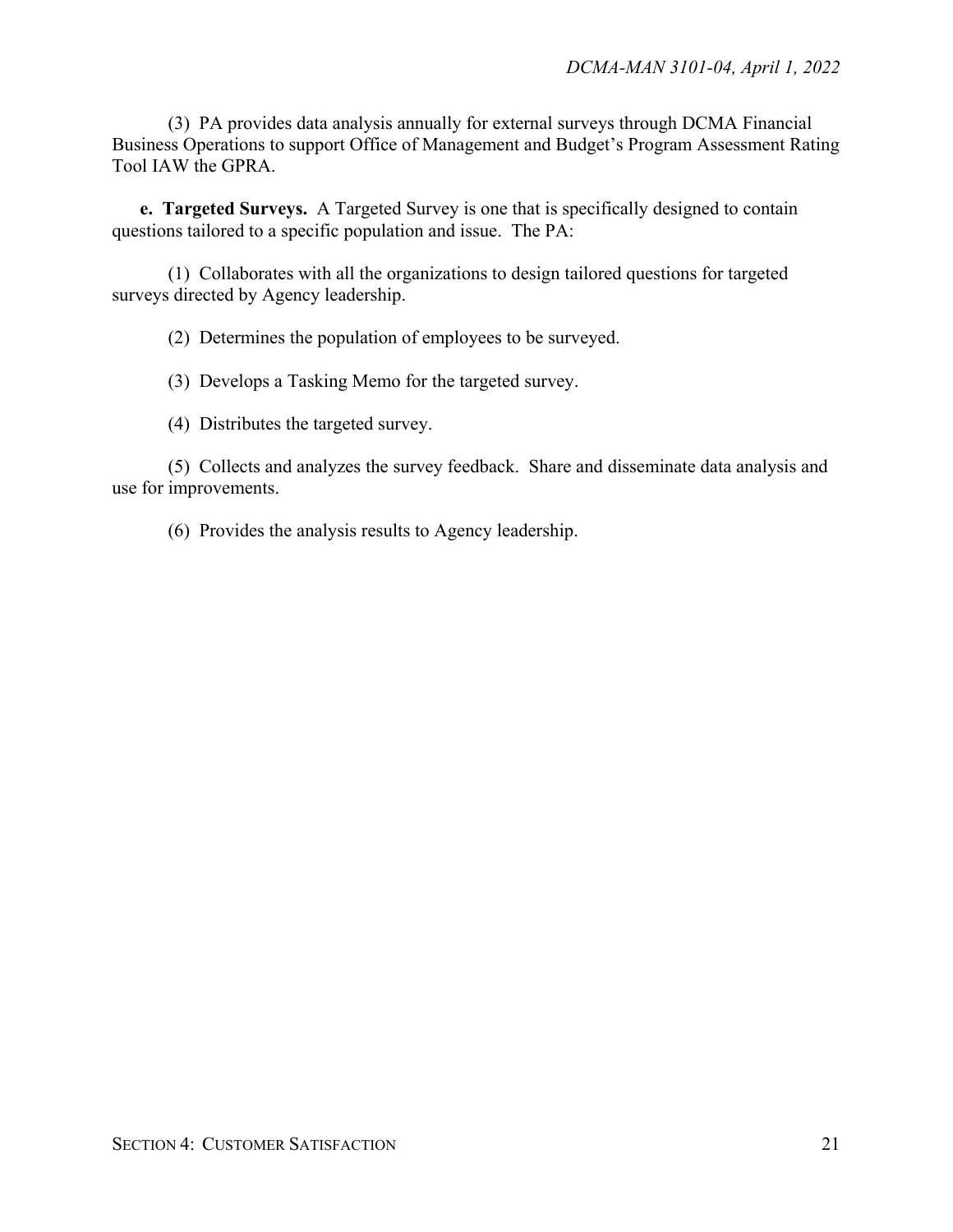(3) PA provides data analysis annually for external surveys through DCMA Financial Business Operations to support Office of Management and Budget's Program Assessment Rating Tool IAW the GPRA.

**e. Targeted Surveys.** A Targeted Survey is one that is specifically designed to contain questions tailored to a specific population and issue. The PA:

(1) Collaborates with all the organizations to design tailored questions for targeted surveys directed by Agency leadership.

(2) Determines the population of employees to be surveyed.

(3) Develops a Tasking Memo for the targeted survey.

(4) Distributes the targeted survey.

(5) Collects and analyzes the survey feedback. Share and disseminate data analysis and use for improvements.

(6) Provides the analysis results to Agency leadership.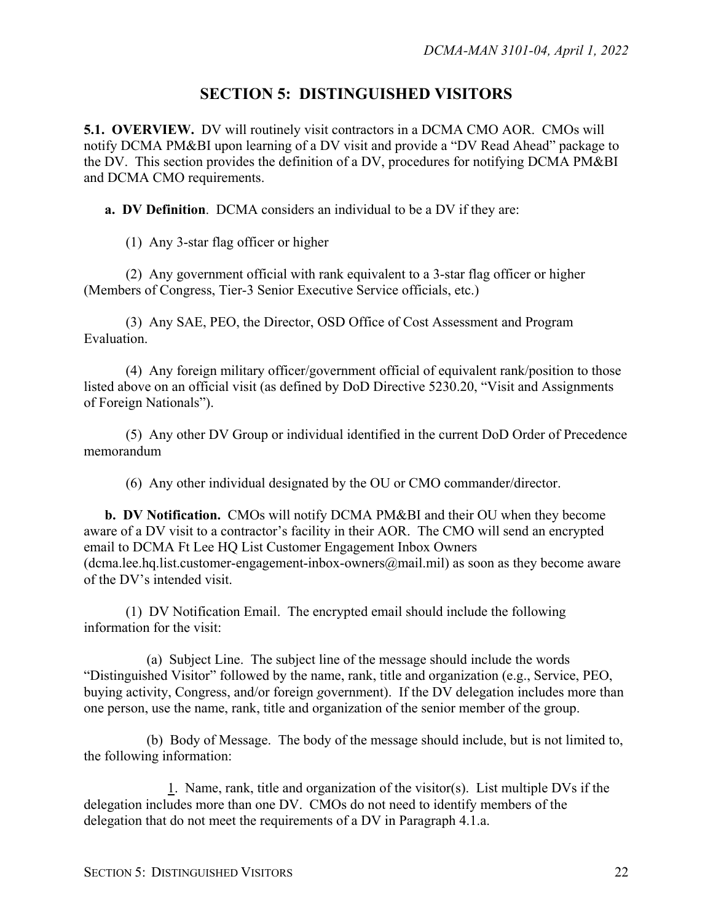# SECTION 5: DISTINGUISHED VISITORS

**5.1. OVERVIEW.** DV will routinely visit contractors in a DCMA CMO AOR. CMOs will notify DCMA PM&BI upon learning of a DV visit and provide a "DV Read Ahead" package to the DV. This section provides the definition of a DV, procedures for notifying DCMA PM&BI and DCMA CMO requirements.

**a. DV Definition**. DCMA considers an individual to be a DV if they are:

(1) Any 3-star flag officer or higher

(2) Any government official with rank equivalent to a 3-star flag officer or higher (Members of Congress, Tier-3 Senior Executive Service officials, etc.)

(3) Any SAE, PEO, the Director, OSD Office of Cost Assessment and Program Evaluation.

(4) Any foreign military officer/government official of equivalent rank/position to those listed above on an official visit (as defined by DoD Directive 5230.20, "Visit and Assignments of Foreign Nationals").

(5) Any other DV Group or individual identified in the current DoD Order of Precedence memorandum

(6) Any other individual designated by the OU or CMO commander/director.

**b. DV Notification.** CMOs will notify DCMA PM&BI and their OU when they become aware of a DV visit to a contractor's facility in their AOR. The CMO will send an encrypted email to DCMA Ft Lee HQ List Customer Engagement Inbox Owners (dcma.lee.hq.list.customer-engagement-inbox-owners@mail.mil) as soon as they become aware of the DV's intended visit.

(1) DV Notification Email. The encrypted email should include the following information for the visit:

(a) Subject Line. The subject line of the message should include the words "Distinguished Visitor" followed by the name, rank, title and organization (e.g., Service, PEO, buying activity, Congress, and/or foreign *g*overnment). If the DV delegation includes more than one person, use the name, rank, title and organization of the senior member of the group.

(b) Body of Message. The body of the message should include, but is not limited to, the following information:

1. Name, rank, title and organization of the visitor(s). List multiple DVs if the delegation includes more than one DV. CMOs do not need to identify members of the delegation that do not meet the requirements of a DV in Paragraph 4.1.a.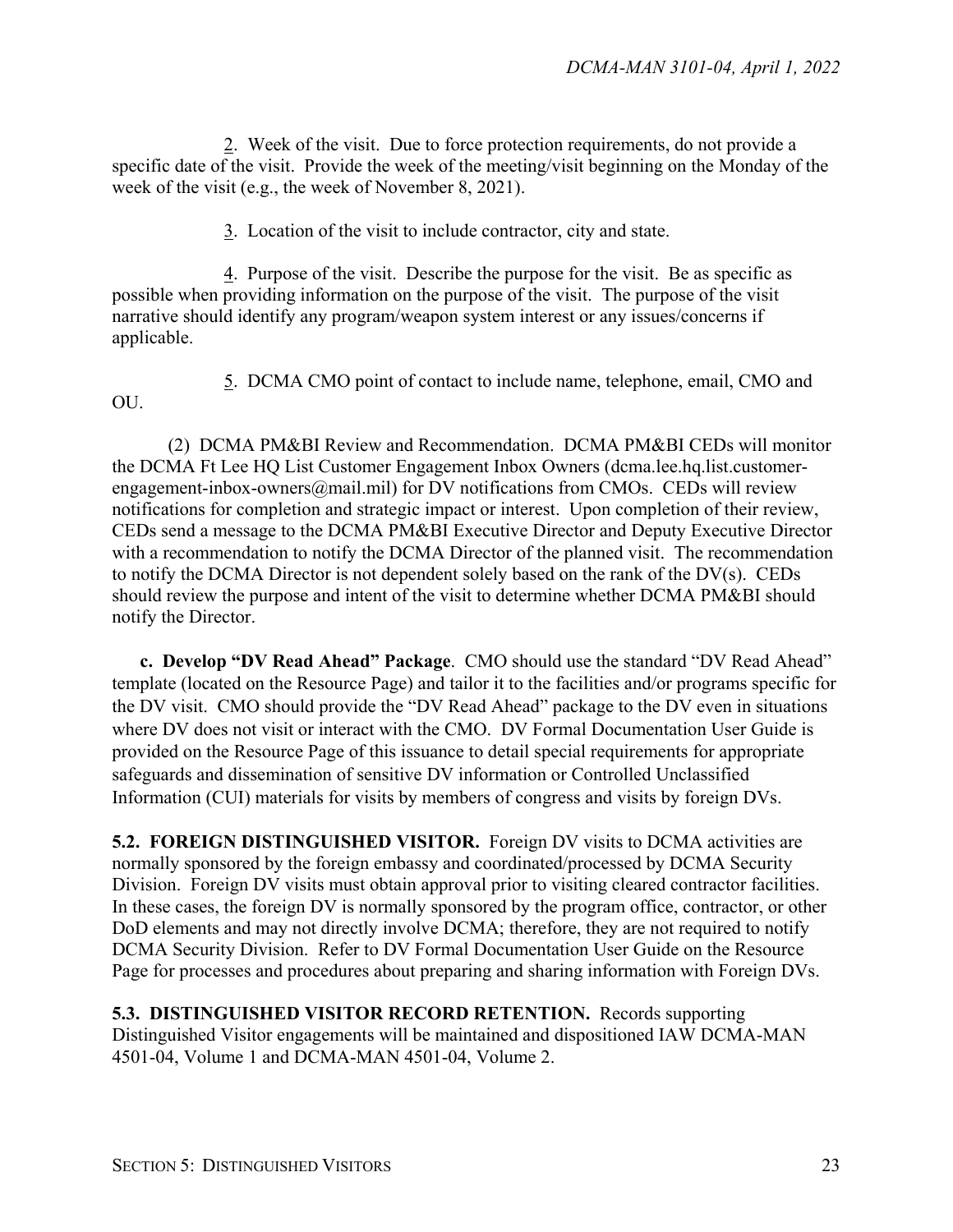2. Week of the visit. Due to force protection requirements, do not provide a specific date of the visit. Provide the week of the meeting/visit beginning on the Monday of the week of the visit (e.g., the week of November 8, 2021).

3. Location of the visit to include contractor, city and state.

4. Purpose of the visit. Describe the purpose for the visit. Be as specific as possible when providing information on the purpose of the visit. The purpose of the visit narrative should identify any program/weapon system interest or any issues/concerns if applicable.

5. DCMA CMO point of contact to include name, telephone, email, CMO and OU.

(2) DCMA PM&BI Review and Recommendation. DCMA PM&BI CEDs will monitor the DCMA Ft Lee HQ List Customer Engagement Inbox Owners (dcma.lee.hq.list.customer-engagement-inbox-owners@mail.mil) for DV notifications from CMOs. CEDs will review notifications for completion and strategic impact or interest. Upon completion of their review, CEDs send a message to the DCMA PM&BI Executive Director and Deputy Executive Director with a recommendation to notify the DCMA Director of the planned visit. The recommendation to notify the DCMA Director is not dependent solely based on the rank of the DV(s). CEDs should review the purpose and intent of the visit to determine whether DCMA PM&BI should notify the Director.

**c. Develop "DV Read Ahead" Package**. CMO should use the standard "DV Read Ahead" template (located on the Resource Page) and tailor it to the facilities and/or programs specific for the DV visit. CMO should provide the "DV Read Ahead" package to the DV even in situations where DV does not visit or interact with the CMO. DV Formal Documentation User Guide is provided on the Resource Page of this issuance to detail special requirements for appropriate safeguards and dissemination of sensitive DV information or Controlled Unclassified Information (CUI) materials for visits by members of congress and visits by foreign DVs.

**5.2. FOREIGN DISTINGUISHED VISITOR.** Foreign DV visits to DCMA activities are normally sponsored by the foreign embassy and coordinated/processed by DCMA Security Division. Foreign DV visits must obtain approval prior to visiting cleared contractor facilities. In these cases, the foreign DV is normally sponsored by the program office, contractor, or other DoD elements and may not directly involve DCMA; therefore, they are not required to notify DCMA Security Division. Refer to DV Formal Documentation User Guide on the Resource Page for processes and procedures about preparing and sharing information with Foreign DVs.

**5.3. DISTINGUISHED VISITOR RECORD RETENTION.** Records supporting Distinguished Visitor engagements will be maintained and dispositioned IAW DCMA-MAN 4501-04, Volume 1 and DCMA-MAN 4501-04, Volume 2.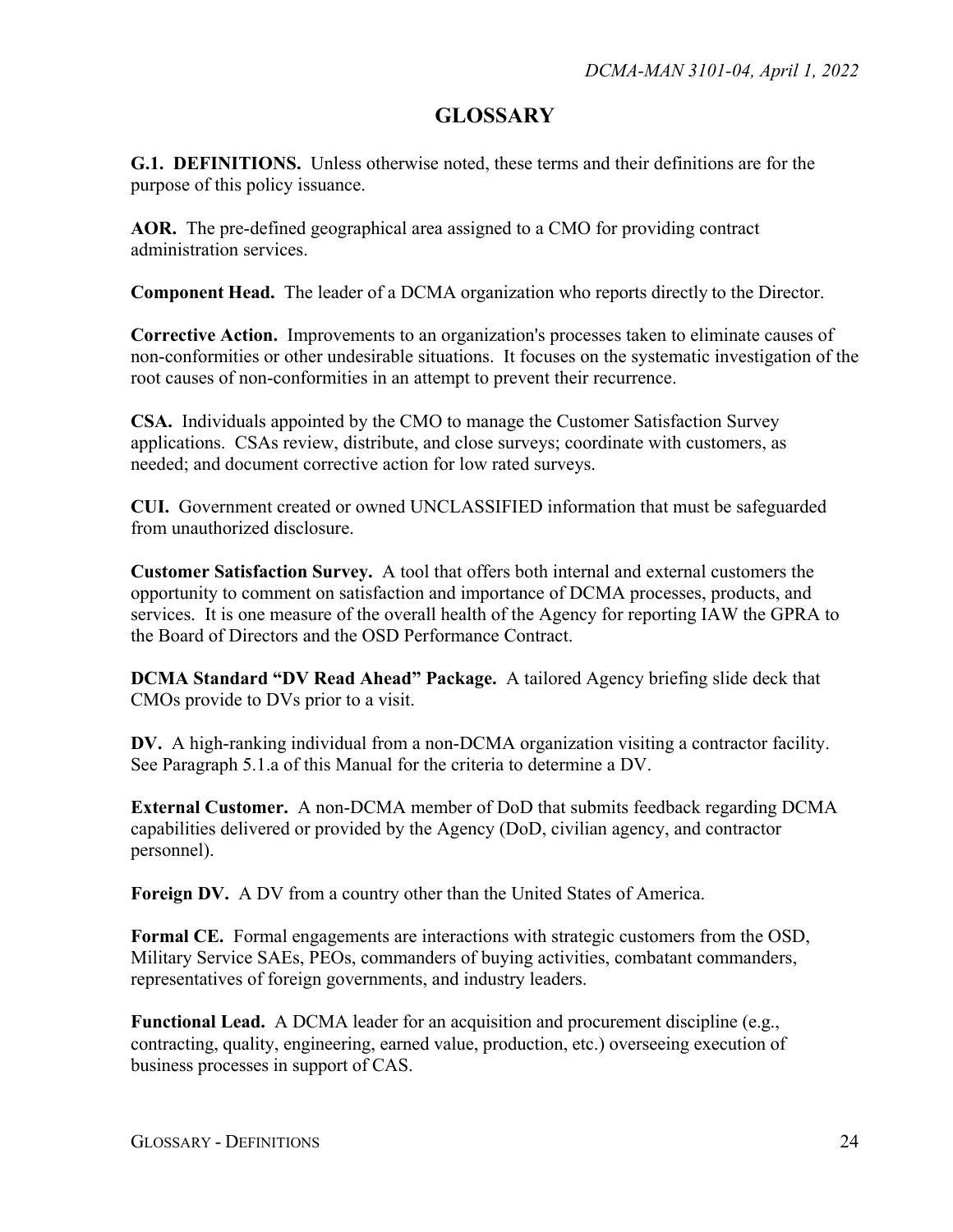# GLOSSARY

**G.1. DEFINITIONS.** Unless otherwise noted, these terms and their definitions are for the purpose of this policy issuance.

**AOR.** The pre-defined geographical area assigned to a CMO for providing contract administration services.

**Component Head.** The leader of a DCMA organization who reports directly to the Director.

**Corrective Action.** Improvements to an organization's processes taken to eliminate causes of non-conformities or other undesirable situations. It focuses on the systematic investigation of the root causes of non-conformities in an attempt to prevent their recurrence.

**CSA.** Individuals appointed by the CMO to manage the Customer Satisfaction Survey applications. CSAs review, distribute, and close surveys; coordinate with customers, as needed; and document corrective action for low rated surveys.

**CUI.** Government created or owned UNCLASSIFIED information that must be safeguarded from unauthorized disclosure.

**Customer Satisfaction Survey.** A tool that offers both internal and external customers the opportunity to comment on satisfaction and importance of DCMA processes, products, and services. It is one measure of the overall health of the Agency for reporting IAW the GPRA to the Board of Directors and the OSD Performance Contract.

**DCMA Standard "DV Read Ahead" Package.** A tailored Agency briefing slide deck that CMOs provide to DVs prior to a visit.

**DV.** A high-ranking individual from a non-DCMA organization visiting a contractor facility. See Paragraph 5.1.a of this Manual for the criteria to determine a DV.

**External Customer.** A non-DCMA member of DoD that submits feedback regarding DCMA capabilities delivered or provided by the Agency (DoD, civilian agency, and contractor personnel).

**Foreign DV.** A DV from a country other than the United States of America.

**Formal CE.** Formal engagements are interactions with strategic customers from the OSD, Military Service SAEs, PEOs, commanders of buying activities, combatant commanders, representatives of foreign governments, and industry leaders.

**Functional Lead.** A DCMA leader for an acquisition and procurement discipline (e.g., contracting, quality, engineering, earned value, production, etc.) overseeing execution of business processes in support of CAS.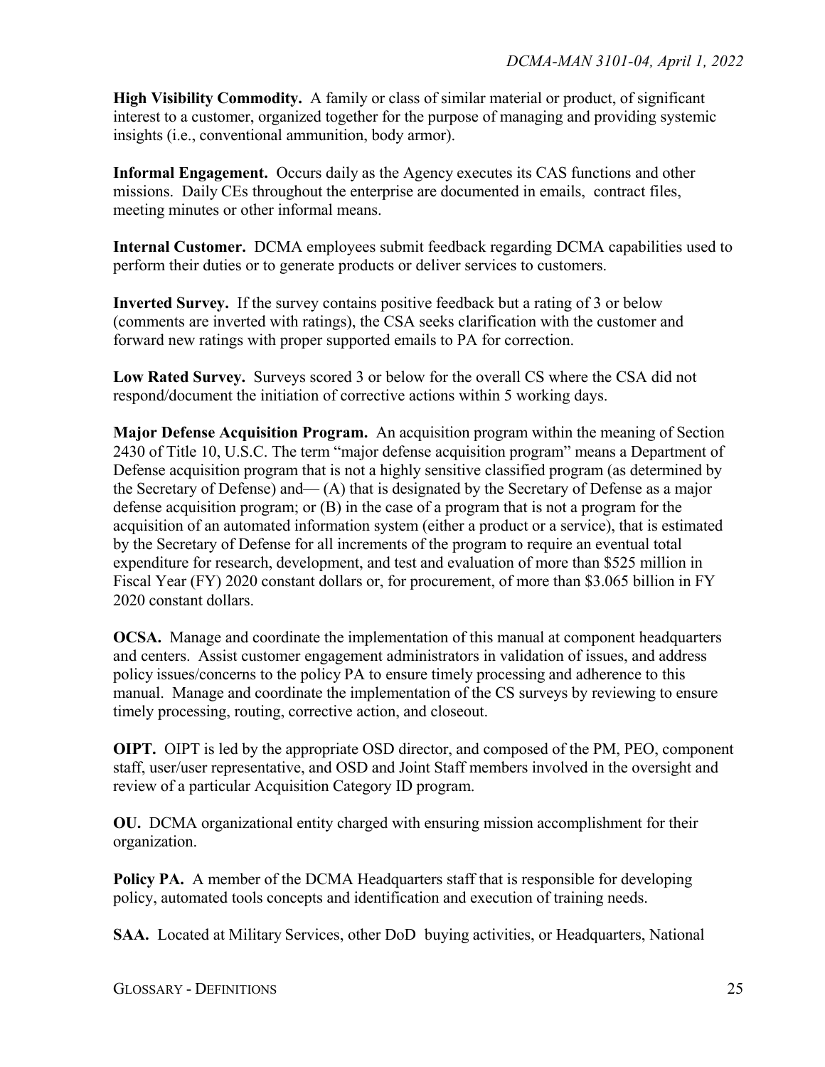**High Visibility Commodity.** A family or class of similar material or product, of significant interest to a customer, organized together for the purpose of managing and providing systemic insights (i.e., conventional ammunition, body armor).

**Informal Engagement.** Occurs daily as the Agency executes its CAS functions and other missions. Daily CEs throughout the enterprise are documented in emails, contract files, meeting minutes or other informal means.

**Internal Customer.** DCMA employees submit feedback regarding DCMA capabilities used to perform their duties or to generate products or deliver services to customers.

**Inverted Survey.** If the survey contains positive feedback but a rating of 3 or below (comments are inverted with ratings), the CSA seeks clarification with the customer and forward new ratings with proper supported emails to PA for correction.

**Low Rated Survey.** Surveys scored 3 or below for the overall CS where the CSA did not respond/document the initiation of corrective actions within 5 working days.

**Major Defense Acquisition Program.** An acquisition program within the meaning of Section 2430 of Title 10, U.S.C. The term "major defense acquisition program" means a Department of Defense acquisition program that is not a highly sensitive classified program (as determined by the Secretary of Defense) and— (A) that is designated by the Secretary of Defense as a major defense acquisition program; or (B) in the case of a program that is not a program for the acquisition of an automated information system (either a product or a service), that is estimated by the Secretary of Defense for all increments of the program to require an eventual total expenditure for research, development, and test and evaluation of more than $525 million in Fiscal Year (FY) 2020 constant dollars or, for procurement, of more than $3.065 billion in FY 2020 constant dollars.

**OCSA.** Manage and coordinate the implementation of this manual at component headquarters and centers. Assist customer engagement administrators in validation of issues, and address policy issues/concerns to the policy PA to ensure timely processing and adherence to this manual. Manage and coordinate the implementation of the CS surveys by reviewing to ensure timely processing, routing, corrective action, and closeout.

**OIPT.** OIPT is led by the appropriate OSD director, and composed of the PM, PEO, component staff, user/user representative, and OSD and Joint Staff members involved in the oversight and review of a particular Acquisition Category ID program.

**OU.** DCMA organizational entity charged with ensuring mission accomplishment for their organization.

**Policy PA.** A member of the DCMA Headquarters staff that is responsible for developing policy, automated tools concepts and identification and execution of training needs.

**SAA.** Located at Military Services, other DoD buying activities, or Headquarters, National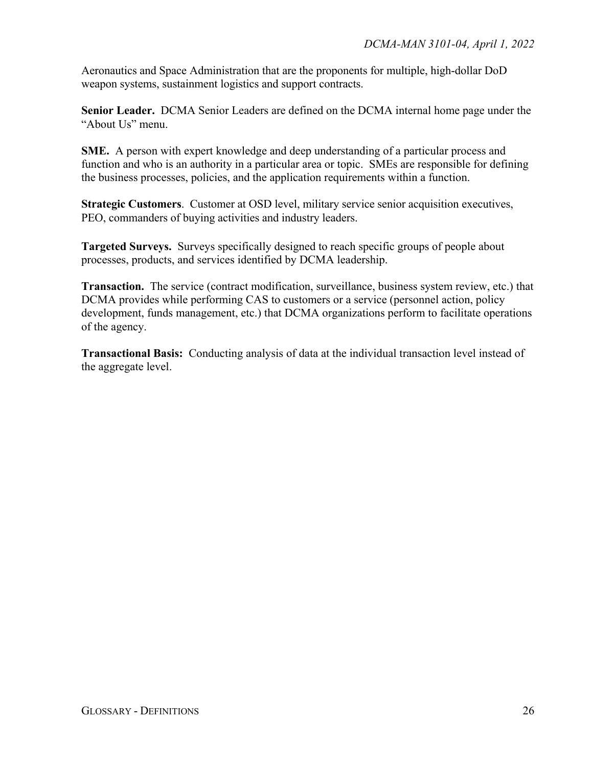Aeronautics and Space Administration that are the proponents for multiple, high-dollar DoD weapon systems, sustainment logistics and support contracts.

**Senior Leader.** DCMA Senior Leaders are defined on the DCMA internal home page under the "About Us" menu.

**SME.** A person with expert knowledge and deep understanding of a particular process and function and who is an authority in a particular area or topic. SMEs are responsible for defining the business processes, policies, and the application requirements within a function.

**Strategic Customers**. Customer at OSD level, military service senior acquisition executives, PEO, commanders of buying activities and industry leaders.

**Targeted Surveys.** Surveys specifically designed to reach specific groups of people about processes, products, and services identified by DCMA leadership.

**Transaction.** The service (contract modification, surveillance, business system review, etc.) that DCMA provides while performing CAS to customers or a service (personnel action, policy development, funds management, etc.) that DCMA organizations perform to facilitate operations of the agency.

**Transactional Basis:** Conducting analysis of data at the individual transaction level instead of the aggregate level.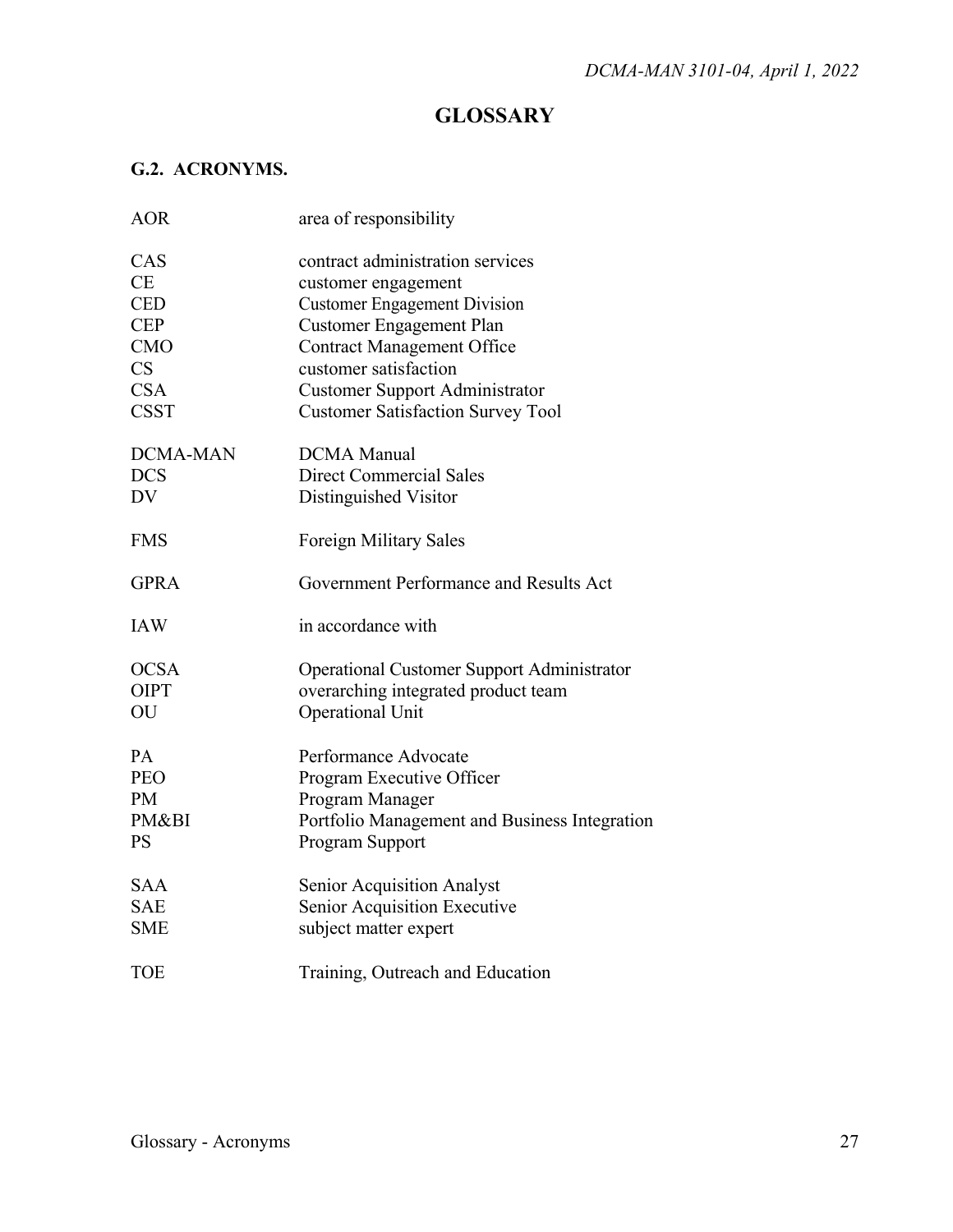# GLOSSARY

## G.2. ACRONYMS.

| | |
|---|---|
| AOR | area of responsibility |
| CAS | contract administration services |
| CE | customer engagement |
| CED | Customer Engagement Division |
| CEP | Customer Engagement Plan |
| CMO | Contract Management Office |
| CS | customer satisfaction |
| CSA | Customer Support Administrator |
| CSST | Customer Satisfaction Survey Tool |
| DCMA-MAN | DCMA Manual |
| DCS | Direct Commercial Sales |
| DV | Distinguished Visitor |
| FMS | Foreign Military Sales |
| GPRA | Government Performance and Results Act |
| IAW | in accordance with |
| OCSA | Operational Customer Support Administrator |
| OIPT | overarching integrated product team |
| OU | Operational Unit |
| PA | Performance Advocate |
| PEO | Program Executive Officer |
| PM | Program Manager |
| PM&BI | Portfolio Management and Business Integration |
| PS | Program Support |
| SAA | Senior Acquisition Analyst |
| SAE | Senior Acquisition Executive |
| SME | subject matter expert |
| TOE | Training, Outreach and Education |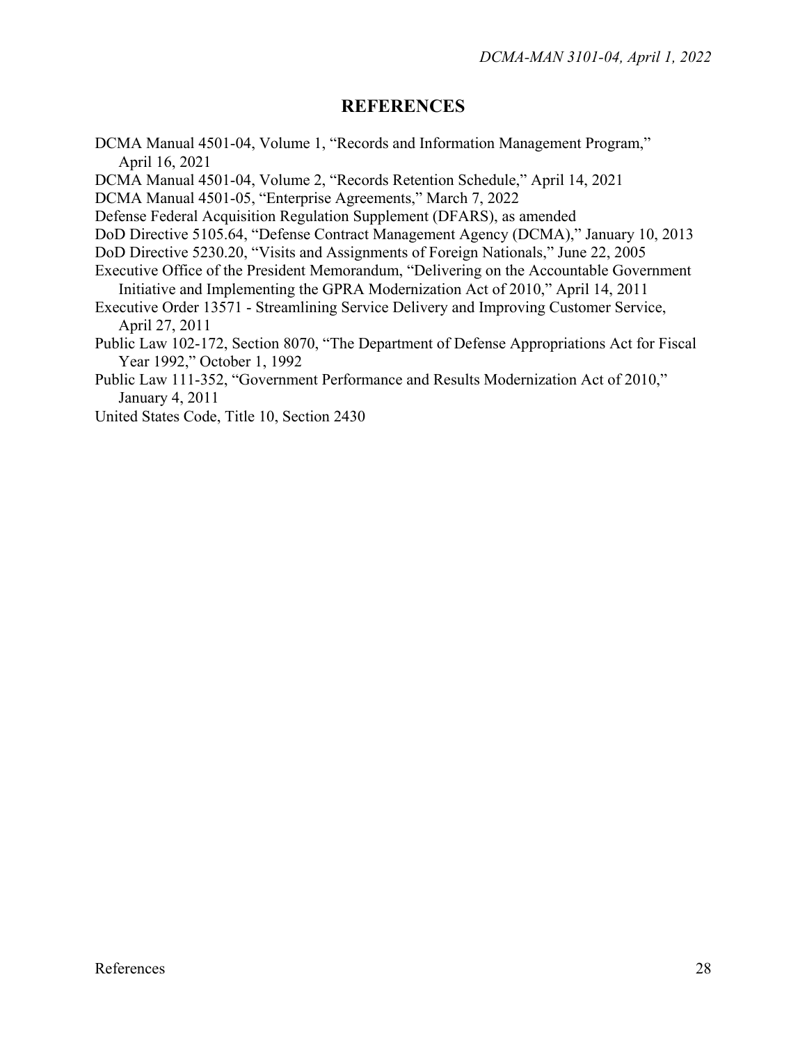# REFERENCES

DCMA Manual 4501-04, Volume 1, "Records and Information Management Program," April 16, 2021

DCMA Manual 4501-04, Volume 2, "Records Retention Schedule," April 14, 2021

DCMA Manual 4501-05, "Enterprise Agreements," March 7, 2022

Defense Federal Acquisition Regulation Supplement (DFARS), as amended

DoD Directive 5105.64, "Defense Contract Management Agency (DCMA)," January 10, 2013

DoD Directive 5230.20, "Visits and Assignments of Foreign Nationals," June 22, 2005

Executive Office of the President Memorandum, "Delivering on the Accountable Government Initiative and Implementing the GPRA Modernization Act of 2010," April 14, 2011

Executive Order 13571 - Streamlining Service Delivery and Improving Customer Service, April 27, 2011

Public Law 102-172, Section 8070, "The Department of Defense Appropriations Act for Fiscal Year 1992," October 1, 1992

Public Law 111-352, "Government Performance and Results Modernization Act of 2010," January 4, 2011

United States Code, Title 10, Section 2430